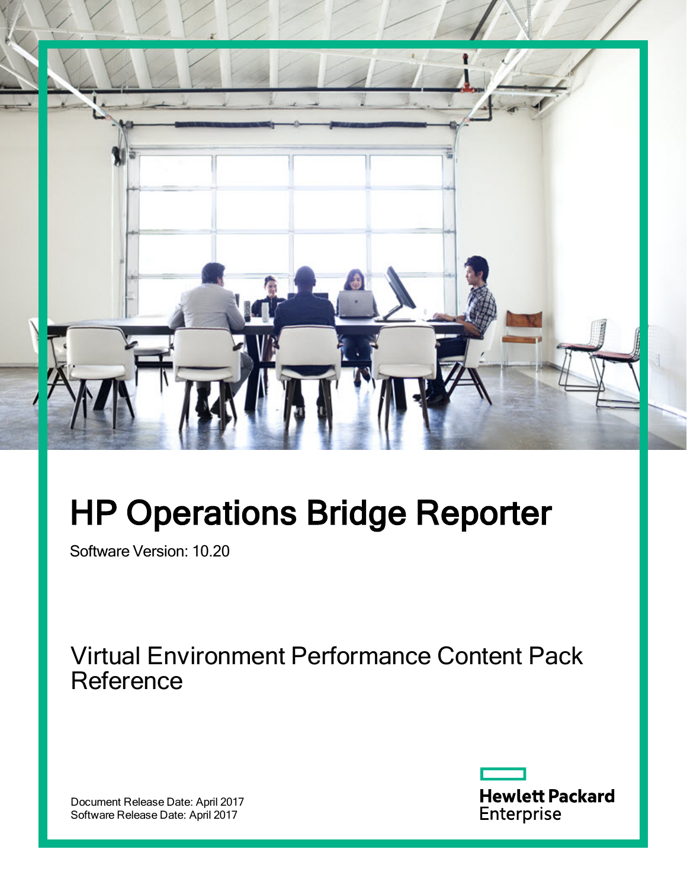# HP Operations Bridge Reporter

Software Version: 10.20

## Virtual Environment Performance Content Pack Reference

Document Release Date: April 2017
Software Release Date: April 2017

Hewlett Packard Enterprise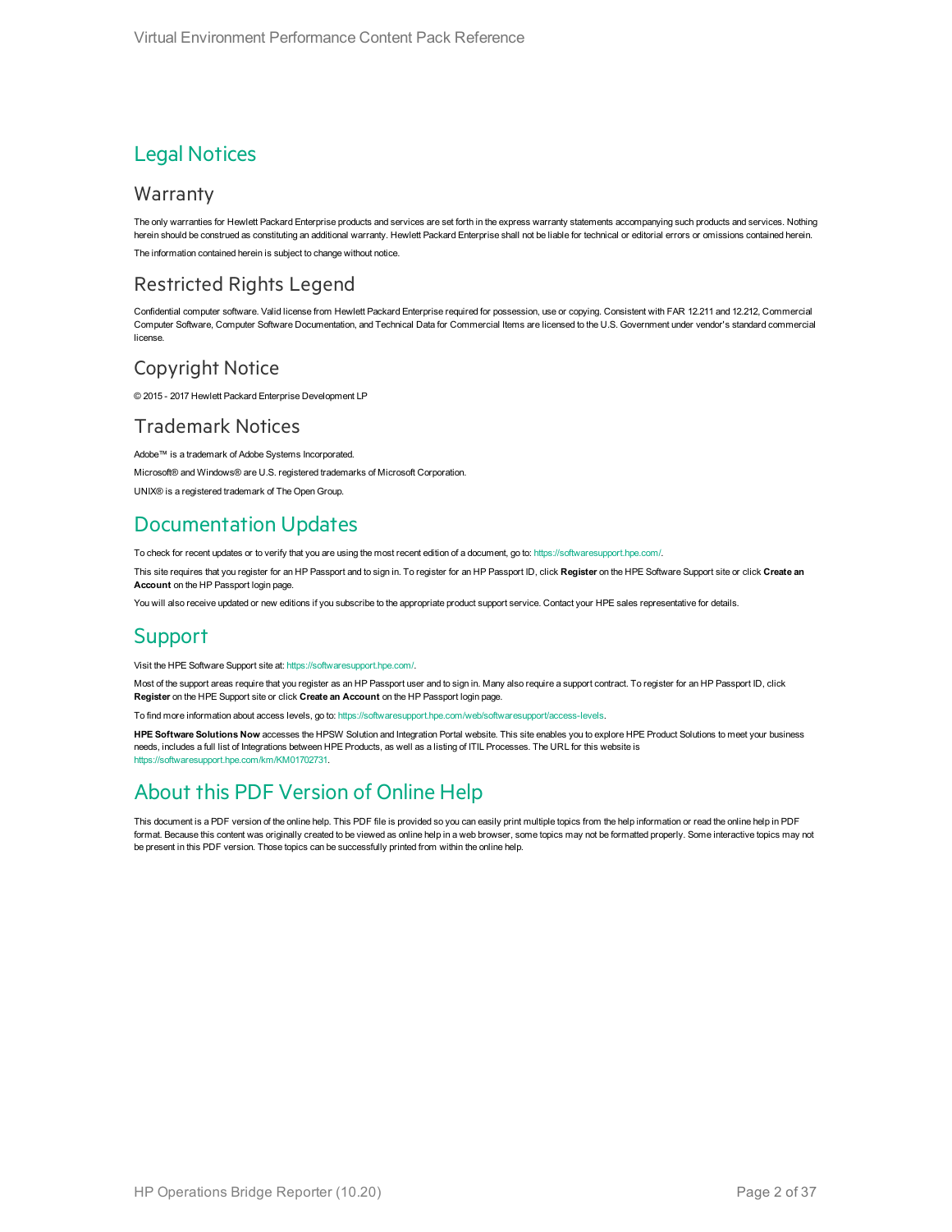# Legal Notices

## Warranty

The only warranties for Hewlett Packard Enterprise products and services are set forth in the express warranty statements accompanying such products and services. Nothing herein should be construed as constituting an additional warranty. Hewlett Packard Enterprise shall not be liable for technical or editorial errors or omissions contained herein.

The information contained herein is subject to change without notice.

## Restricted Rights Legend

Confidential computer software. Valid license from Hewlett Packard Enterprise required for possession, use or copying. Consistent with FAR 12.211 and 12.212, Commercial Computer Software, Computer Software Documentation, and Technical Data for Commercial Items are licensed to the U.S. Government under vendor's standard commercial license.

## Copyright Notice

© 2015 - 2017 Hewlett Packard Enterprise Development LP

## Trademark Notices

Adobe™ is a trademark of Adobe Systems Incorporated.

Microsoft® and Windows® are U.S. registered trademarks of Microsoft Corporation.

UNIX® is a registered trademark of The Open Group.

# Documentation Updates

To check for recent updates or to verify that you are using the most recent edition of a document, go to: https://softwaresupport.hpe.com/.

This site requires that you register for an HP Passport and to sign in. To register for an HP Passport ID, click **Register** on the HPE Software Support site or click **Create an Account** on the HP Passport login page.

You will also receive updated or new editions if you subscribe to the appropriate product support service. Contact your HPE sales representative for details.

# Support

Visit the HPE Software Support site at: https://softwaresupport.hpe.com/.

Most of the support areas require that you register as an HP Passport user and to sign in. Many also require a support contract. To register for an HP Passport ID, click **Register** on the HPE Support site or click **Create an Account** on the HP Passport login page.

To find more information about access levels, go to: https://softwaresupport.hpe.com/web/softwaresupport/access-levels.

**HPE Software Solutions Now** accesses the HPSW Solution and Integration Portal website. This site enables you to explore HPE Product Solutions to meet your business needs, includes a full list of Integrations between HPE Products, as well as a listing of ITIL Processes. The URL for this website is https://softwaresupport.hpe.com/km/KM01702731.

# About this PDF Version of Online Help

This document is a PDF version of the online help. This PDF file is provided so you can easily print multiple topics from the help information or read the online help in PDF format. Because this content was originally created to be viewed as online help in a web browser, some topics may not be formatted properly. Some interactive topics may not be present in this PDF version. Those topics can be successfully printed from within the online help.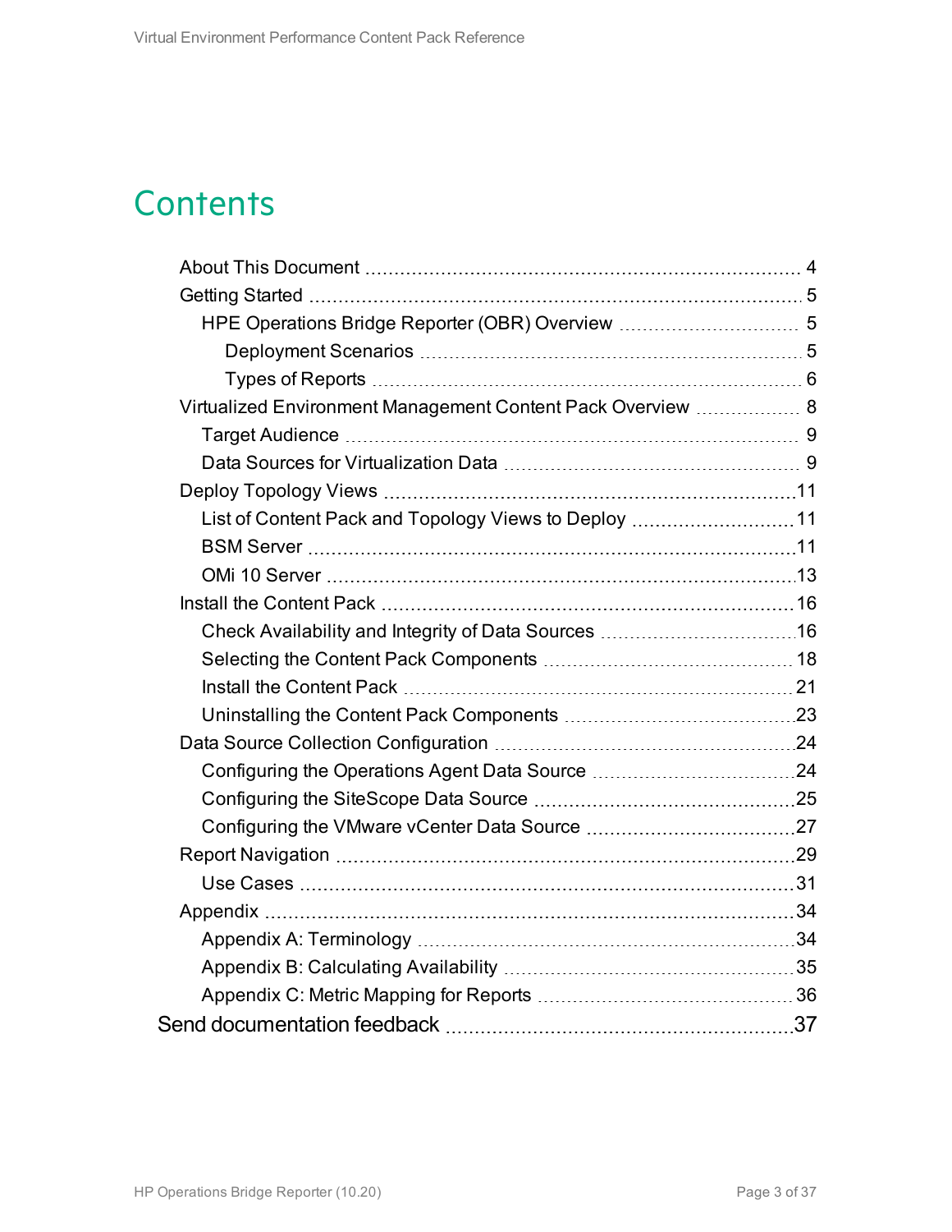# Contents

- About This Document ... 4
- Getting Started ... 5
  - HPE Operations Bridge Reporter (OBR) Overview ... 5
    - Deployment Scenarios ... 5
    - Types of Reports ... 6
- Virtualized Environment Management Content Pack Overview ... 8
  - Target Audience ... 9
  - Data Sources for Virtualization Data ... 9
- Deploy Topology Views ... 11
  - List of Content Pack and Topology Views to Deploy ... 11
  - BSM Server ... 11
  - OMi 10 Server ... 13
- Install the Content Pack ... 16
  - Check Availability and Integrity of Data Sources ... 16
  - Selecting the Content Pack Components ... 18
  - Install the Content Pack ... 21
  - Uninstalling the Content Pack Components ... 23
- Data Source Collection Configuration ... 24
  - Configuring the Operations Agent Data Source ... 24
  - Configuring the SiteScope Data Source ... 25
  - Configuring the VMware vCenter Data Source ... 27
- Report Navigation ... 29
  - Use Cases ... 31
- Appendix ... 34
  - Appendix A: Terminology ... 34
  - Appendix B: Calculating Availability ... 35
  - Appendix C: Metric Mapping for Reports ... 36

Send documentation feedback ... 37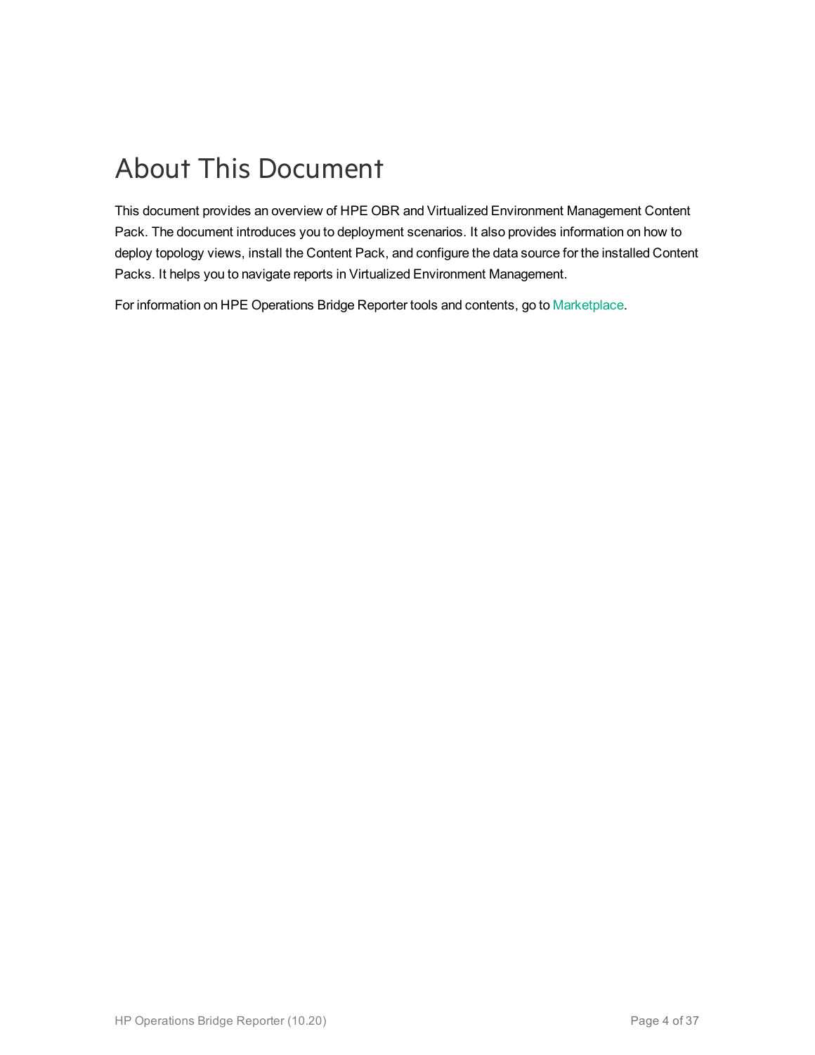# About This Document

This document provides an overview of HPE OBR and Virtualized Environment Management Content Pack. The document introduces you to deployment scenarios. It also provides information on how to deploy topology views, install the Content Pack, and configure the data source for the installed Content Packs. It helps you to navigate reports in Virtualized Environment Management.

For information on HPE Operations Bridge Reporter tools and contents, go to Marketplace.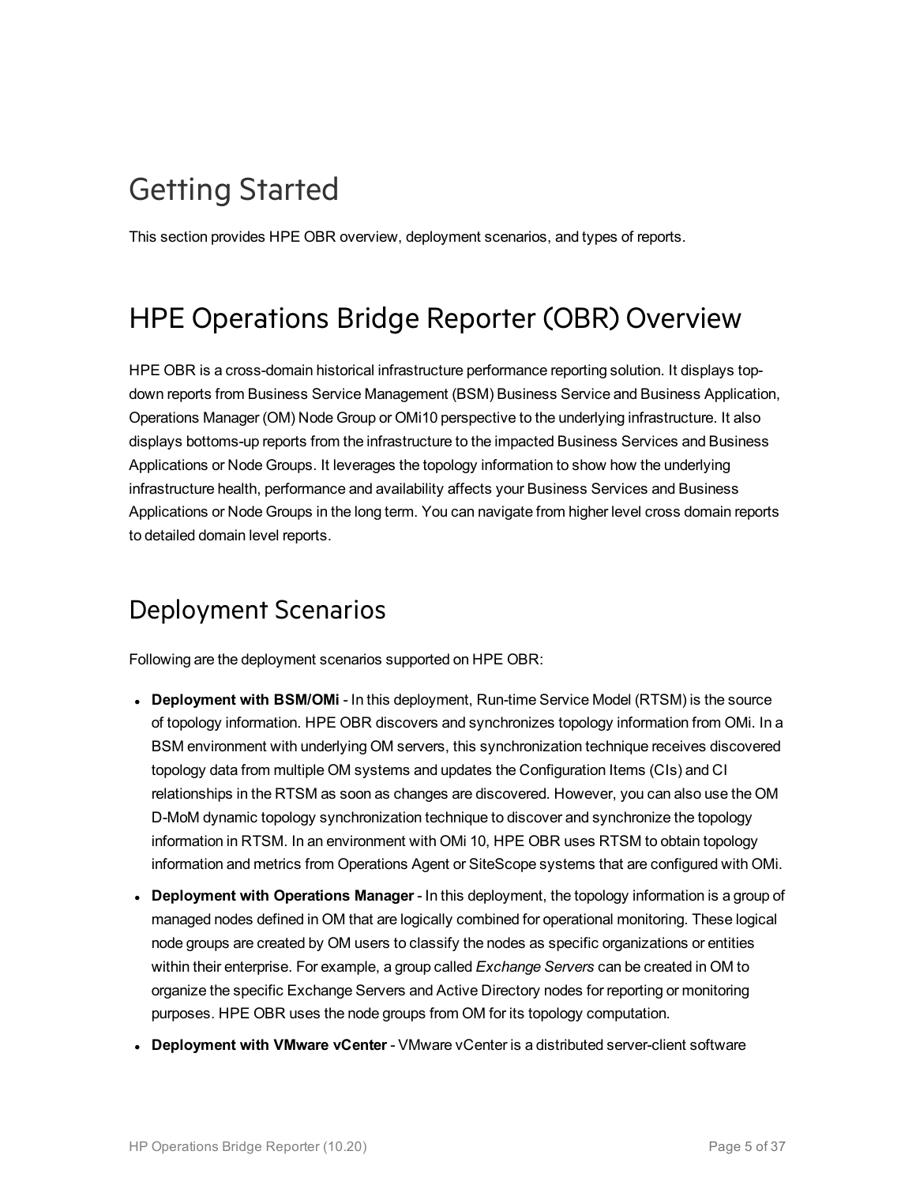# Getting Started

This section provides HPE OBR overview, deployment scenarios, and types of reports.

# HPE Operations Bridge Reporter (OBR) Overview

HPE OBR is a cross-domain historical infrastructure performance reporting solution. It displays top-down reports from Business Service Management (BSM) Business Service and Business Application, Operations Manager (OM) Node Group or OMi10 perspective to the underlying infrastructure. It also displays bottoms-up reports from the infrastructure to the impacted Business Services and Business Applications or Node Groups. It leverages the topology information to show how the underlying infrastructure health, performance and availability affects your Business Services and Business Applications or Node Groups in the long term. You can navigate from higher level cross domain reports to detailed domain level reports.

## Deployment Scenarios

Following are the deployment scenarios supported on HPE OBR:

- **Deployment with BSM/OMi** - In this deployment, Run-time Service Model (RTSM) is the source of topology information. HPE OBR discovers and synchronizes topology information from OMi. In a BSM environment with underlying OM servers, this synchronization technique receives discovered topology data from multiple OM systems and updates the Configuration Items (CIs) and CI relationships in the RTSM as soon as changes are discovered. However, you can also use the OM D-MoM dynamic topology synchronization technique to discover and synchronize the topology information in RTSM. In an environment with OMi 10, HPE OBR uses RTSM to obtain topology information and metrics from Operations Agent or SiteScope systems that are configured with OMi.
- **Deployment with Operations Manager** - In this deployment, the topology information is a group of managed nodes defined in OM that are logically combined for operational monitoring. These logical node groups are created by OM users to classify the nodes as specific organizations or entities within their enterprise. For example, a group called *Exchange Servers* can be created in OM to organize the specific Exchange Servers and Active Directory nodes for reporting or monitoring purposes. HPE OBR uses the node groups from OM for its topology computation.
- **Deployment with VMware vCenter** - VMware vCenter is a distributed server-client software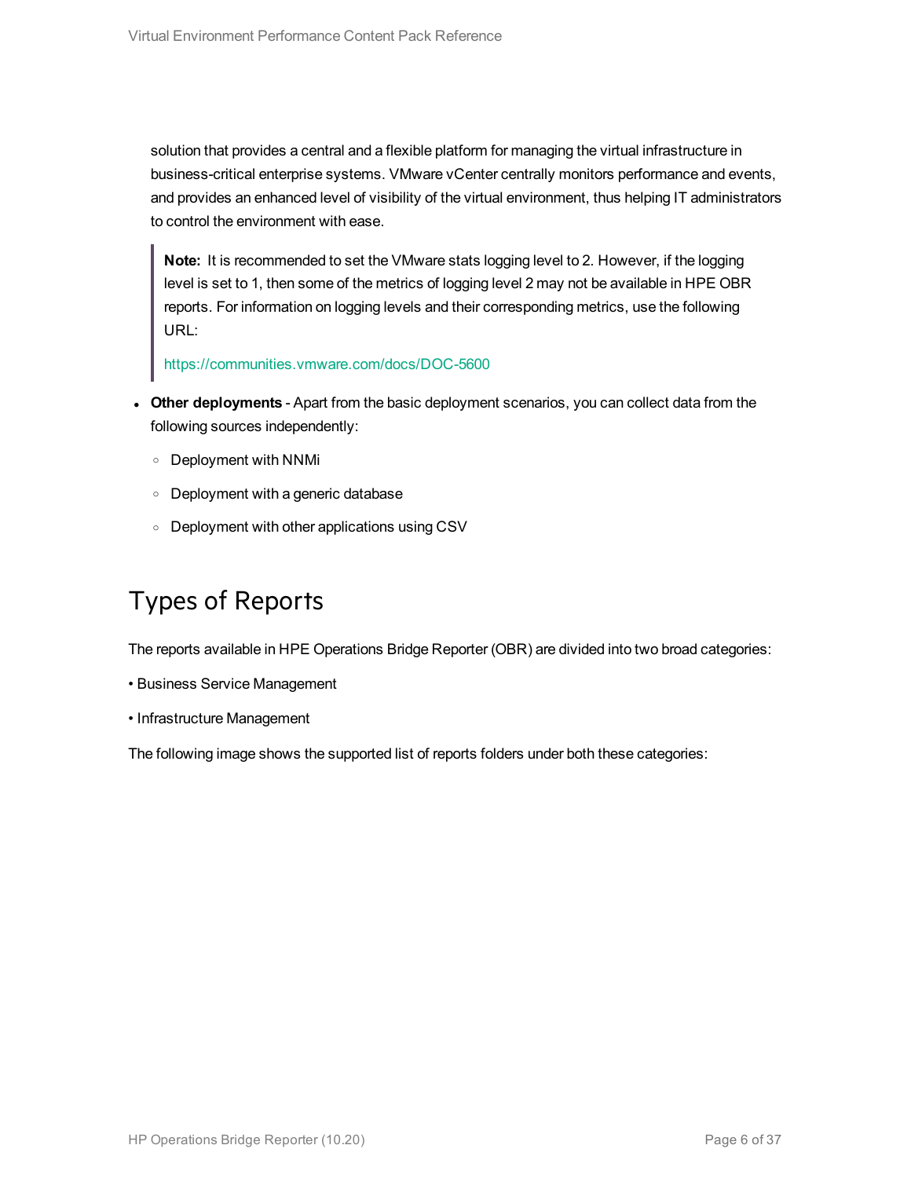solution that provides a central and a flexible platform for managing the virtual infrastructure in business-critical enterprise systems. VMware vCenter centrally monitors performance and events, and provides an enhanced level of visibility of the virtual environment, thus helping IT administrators to control the environment with ease.

> **Note:** It is recommended to set the VMware stats logging level to 2. However, if the logging level is set to 1, then some of the metrics of logging level 2 may not be available in HPE OBR reports. For information on logging levels and their corresponding metrics, use the following URL:
>
> https://communities.vmware.com/docs/DOC-5600

- **Other deployments** - Apart from the basic deployment scenarios, you can collect data from the following sources independently:
  - Deployment with NNMi
  - Deployment with a generic database
  - Deployment with other applications using CSV

# Types of Reports

The reports available in HPE Operations Bridge Reporter (OBR) are divided into two broad categories:

• Business Service Management

• Infrastructure Management

The following image shows the supported list of reports folders under both these categories: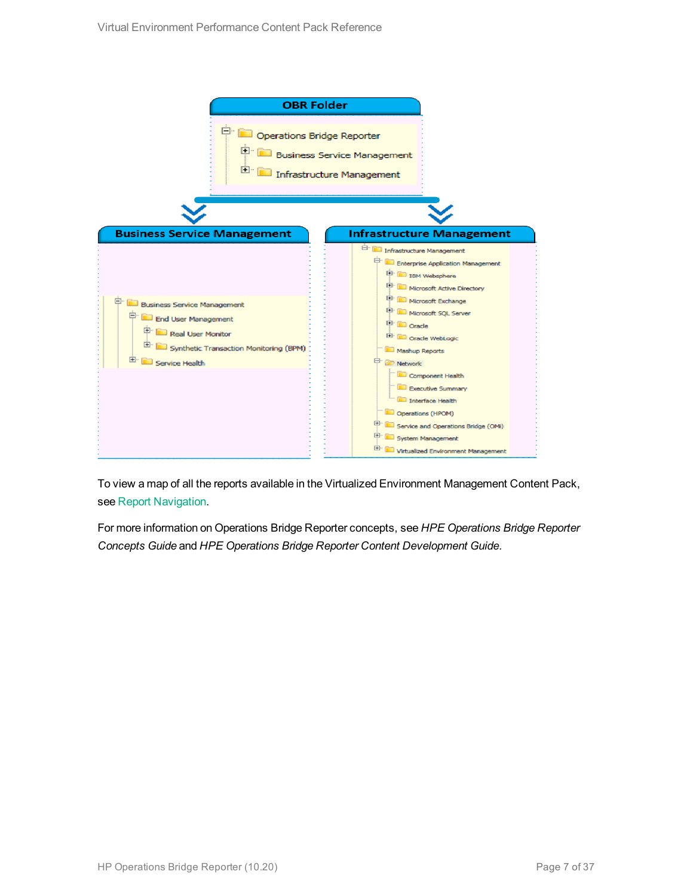**OBR Folder**

- Operations Bridge Reporter
  - Business Service Management
  - Infrastructure Management

**Business Service Management**

- Business Service Management
  - End User Management
    - Real User Monitor
    - Synthetic Transaction Monitoring (BPM)
  - Service Health

**Infrastructure Management**

- Infrastructure Management
  - Enterprise Application Management
    - IBM Websphere
    - Microsoft Active Directory
    - Microsoft Exchange
    - Microsoft SQL Server
    - Oracle
    - Oracle WebLogic
  - Mashup Reports
  - Network
    - Component Health
    - Executive Summary
    - Interface Health
  - Operations (HPOM)
  - Service and Operations Bridge (OMi)
  - System Management
  - Virtualized Environment Management

To view a map of all the reports available in the Virtualized Environment Management Content Pack, see Report Navigation.

For more information on Operations Bridge Reporter concepts, see *HPE Operations Bridge Reporter Concepts Guide* and *HPE Operations Bridge Reporter Content Development Guide*.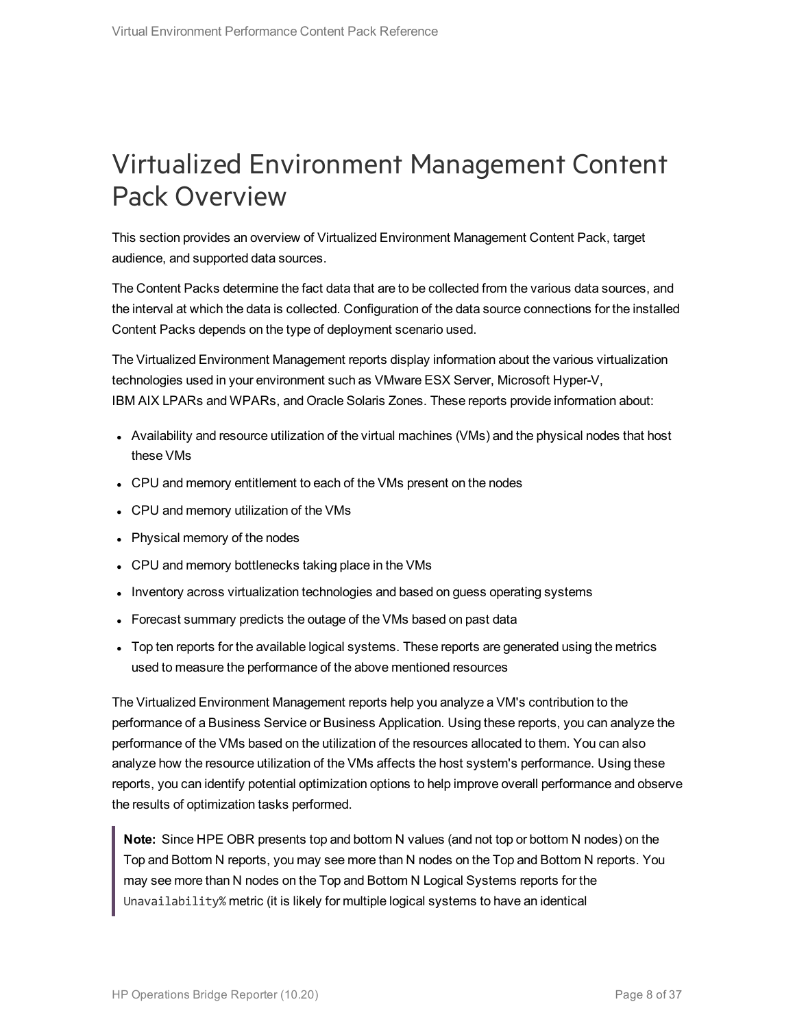# Virtualized Environment Management Content Pack Overview

This section provides an overview of Virtualized Environment Management Content Pack, target audience, and supported data sources.

The Content Packs determine the fact data that are to be collected from the various data sources, and the interval at which the data is collected. Configuration of the data source connections for the installed Content Packs depends on the type of deployment scenario used.

The Virtualized Environment Management reports display information about the various virtualization technologies used in your environment such as VMware ESX Server, Microsoft Hyper-V, IBM AIX LPARs and WPARs, and Oracle Solaris Zones. These reports provide information about:

- Availability and resource utilization of the virtual machines (VMs) and the physical nodes that host these VMs
- CPU and memory entitlement to each of the VMs present on the nodes
- CPU and memory utilization of the VMs
- Physical memory of the nodes
- CPU and memory bottlenecks taking place in the VMs
- Inventory across virtualization technologies and based on guess operating systems
- Forecast summary predicts the outage of the VMs based on past data
- Top ten reports for the available logical systems. These reports are generated using the metrics used to measure the performance of the above mentioned resources

The Virtualized Environment Management reports help you analyze a VM's contribution to the performance of a Business Service or Business Application. Using these reports, you can analyze the performance of the VMs based on the utilization of the resources allocated to them. You can also analyze how the resource utilization of the VMs affects the host system's performance. Using these reports, you can identify potential optimization options to help improve overall performance and observe the results of optimization tasks performed.

> **Note:** Since HPE OBR presents top and bottom N values (and not top or bottom N nodes) on the Top and Bottom N reports, you may see more than N nodes on the Top and Bottom N reports. You may see more than N nodes on the Top and Bottom N Logical Systems reports for the `Unavailability%` metric (it is likely for multiple logical systems to have an identical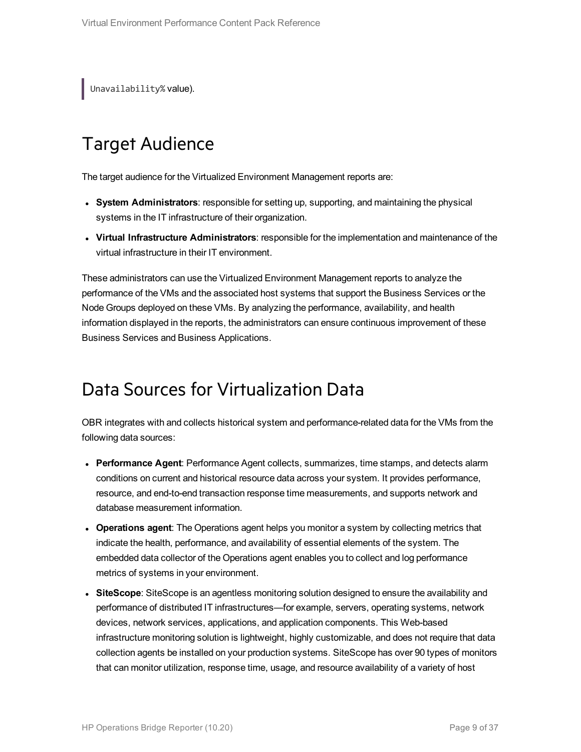> `Unavailability%` value).

## Target Audience

The target audience for the Virtualized Environment Management reports are:

- **System Administrators**: responsible for setting up, supporting, and maintaining the physical systems in the IT infrastructure of their organization.
- **Virtual Infrastructure Administrators**: responsible for the implementation and maintenance of the virtual infrastructure in their IT environment.

These administrators can use the Virtualized Environment Management reports to analyze the performance of the VMs and the associated host systems that support the Business Services or the Node Groups deployed on these VMs. By analyzing the performance, availability, and health information displayed in the reports, the administrators can ensure continuous improvement of these Business Services and Business Applications.

## Data Sources for Virtualization Data

OBR integrates with and collects historical system and performance-related data for the VMs from the following data sources:

- **Performance Agent**: Performance Agent collects, summarizes, time stamps, and detects alarm conditions on current and historical resource data across your system. It provides performance, resource, and end-to-end transaction response time measurements, and supports network and database measurement information.
- **Operations agent**: The Operations agent helps you monitor a system by collecting metrics that indicate the health, performance, and availability of essential elements of the system. The embedded data collector of the Operations agent enables you to collect and log performance metrics of systems in your environment.
- **SiteScope**: SiteScope is an agentless monitoring solution designed to ensure the availability and performance of distributed IT infrastructures—for example, servers, operating systems, network devices, network services, applications, and application components. This Web-based infrastructure monitoring solution is lightweight, highly customizable, and does not require that data collection agents be installed on your production systems. SiteScope has over 90 types of monitors that can monitor utilization, response time, usage, and resource availability of a variety of host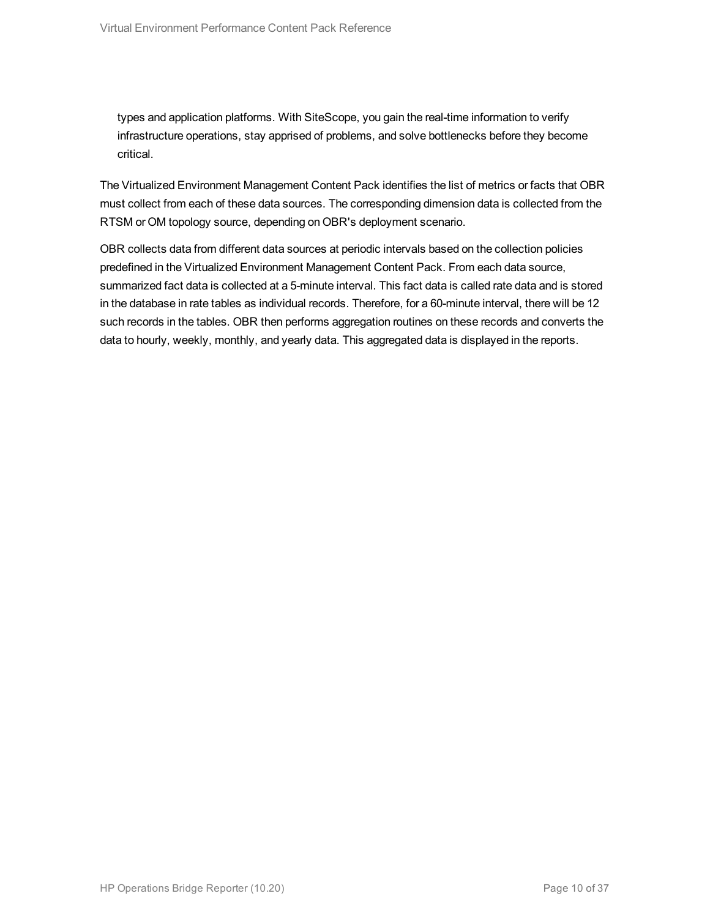types and application platforms. With SiteScope, you gain the real-time information to verify infrastructure operations, stay apprised of problems, and solve bottlenecks before they become critical.

The Virtualized Environment Management Content Pack identifies the list of metrics or facts that OBR must collect from each of these data sources. The corresponding dimension data is collected from the RTSM or OM topology source, depending on OBR's deployment scenario.

OBR collects data from different data sources at periodic intervals based on the collection policies predefined in the Virtualized Environment Management Content Pack. From each data source, summarized fact data is collected at a 5-minute interval. This fact data is called rate data and is stored in the database in rate tables as individual records. Therefore, for a 60-minute interval, there will be 12 such records in the tables. OBR then performs aggregation routines on these records and converts the data to hourly, weekly, monthly, and yearly data. This aggregated data is displayed in the reports.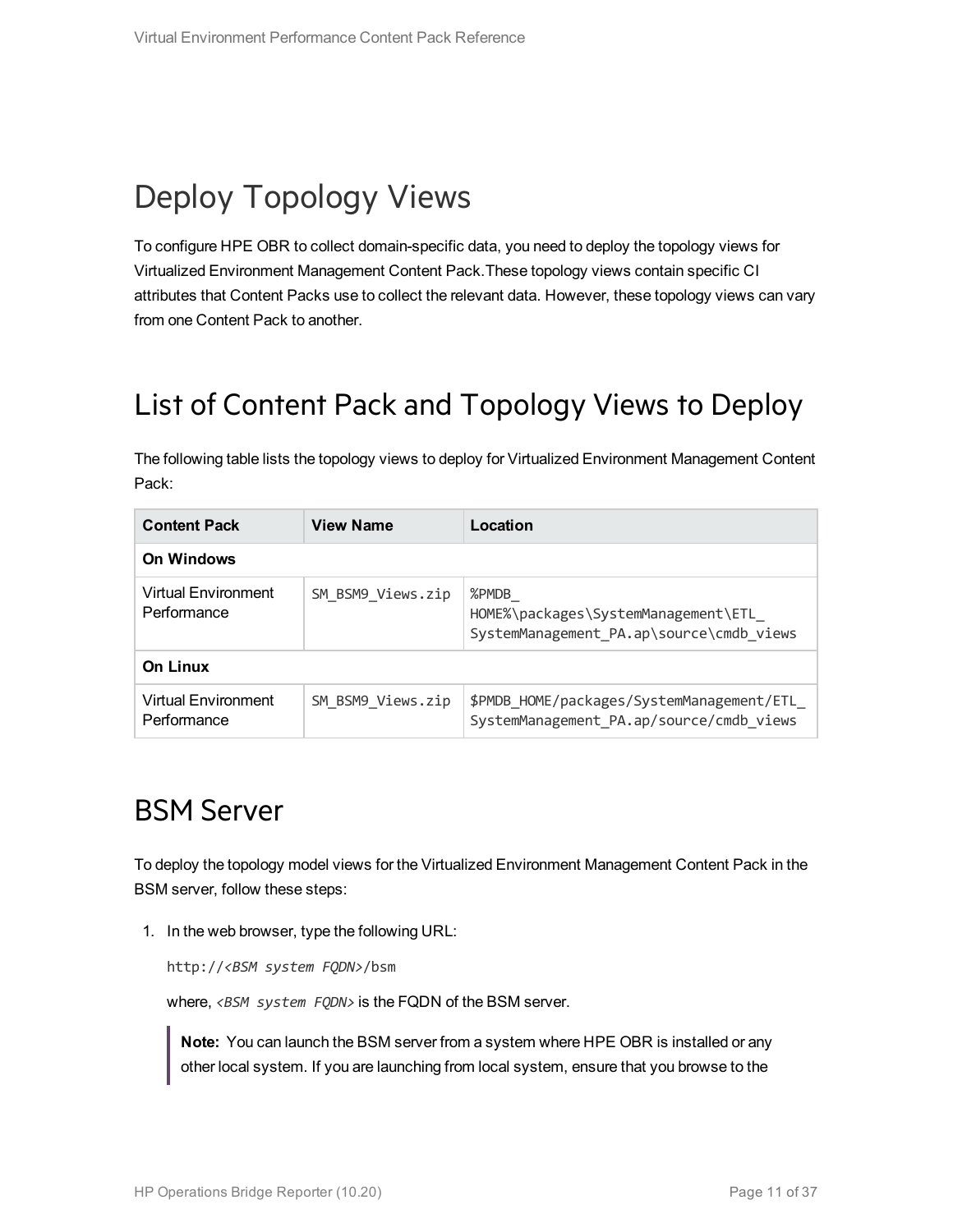# Deploy Topology Views

To configure HPE OBR to collect domain-specific data, you need to deploy the topology views for Virtualized Environment Management Content Pack.These topology views contain specific CI attributes that Content Packs use to collect the relevant data. However, these topology views can vary from one Content Pack to another.

## List of Content Pack and Topology Views to Deploy

The following table lists the topology views to deploy for Virtualized Environment Management Content Pack:

| Content Pack | View Name | Location |
|---|---|---|
| **On Windows** | | |
| Virtual Environment Performance | `SM_BSM9_Views.zip` | `%PMDB_HOME%\packages\SystemManagement\ETL_SystemManagement_PA.ap\source\cmdb_views` |
| **On Linux** | | |
| Virtual Environment Performance | `SM_BSM9_Views.zip` | `$PMDB_HOME/packages/SystemManagement/ETL_SystemManagement_PA.ap/source/cmdb_views` |

## BSM Server

To deploy the topology model views for the Virtualized Environment Management Content Pack in the BSM server, follow these steps:

1. In the web browser, type the following URL:

   http://*<BSM system FQDN>*/bsm

   where, *<BSM system FQDN>* is the FQDN of the BSM server.

   > **Note:** You can launch the BSM server from a system where HPE OBR is installed or any other local system. If you are launching from local system, ensure that you browse to the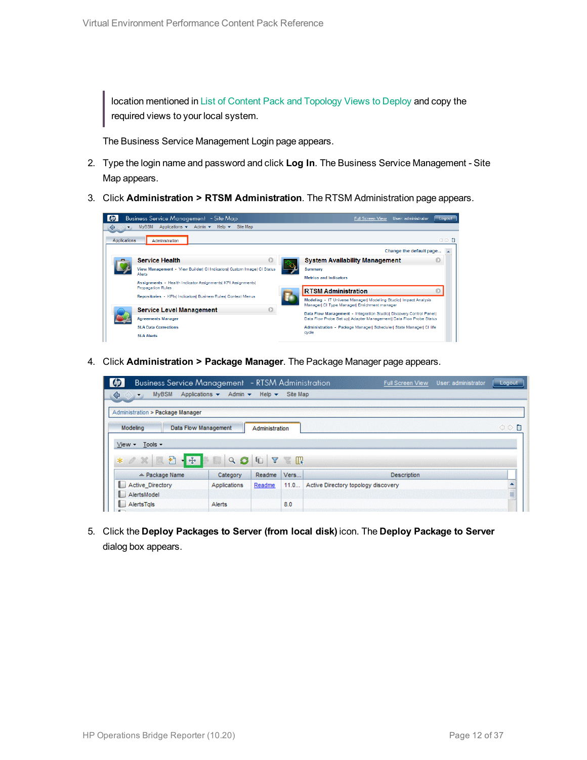location mentioned in List of Content Pack and Topology Views to Deploy and copy the required views to your local system.

The Business Service Management Login page appears.

2. Type the login name and password and click **Log In**. The Business Service Management - Site Map appears.

3. Click **Administration > RTSM Administration**. The RTSM Administration page appears.

4. Click **Administration > Package Manager**. The Package Manager page appears.

5. Click the **Deploy Packages to Server (from local disk)** icon. The **Deploy Package to Server** dialog box appears.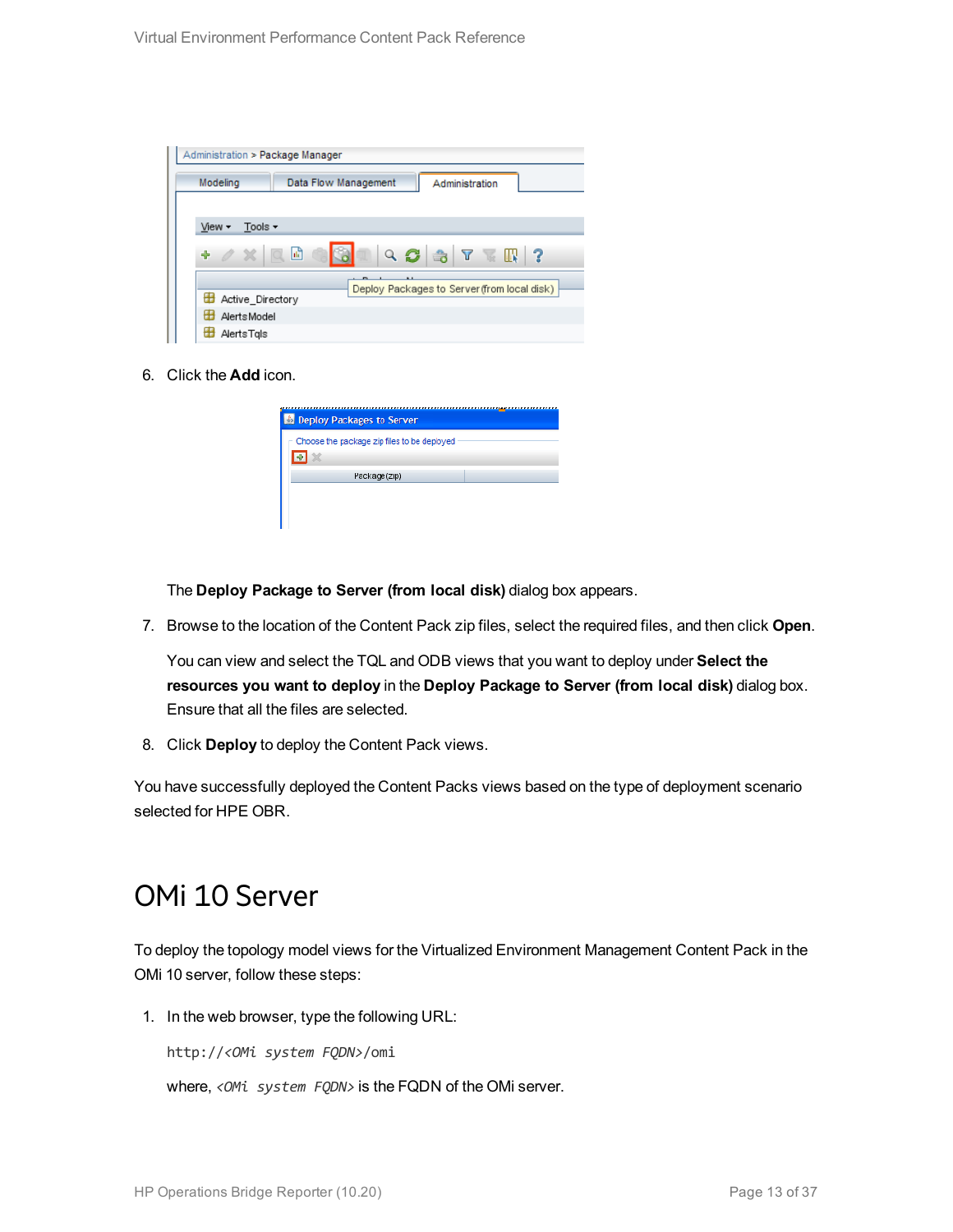6. Click the **Add** icon.

   The **Deploy Package to Server (from local disk)** dialog box appears.

7. Browse to the location of the Content Pack zip files, select the required files, and then click **Open**.

   You can view and select the TQL and ODB views that you want to deploy under **Select the resources you want to deploy** in the **Deploy Package to Server (from local disk)** dialog box. Ensure that all the files are selected.

8. Click **Deploy** to deploy the Content Pack views.

You have successfully deployed the Content Packs views based on the type of deployment scenario selected for HPE OBR.

# OMi 10 Server

To deploy the topology model views for the Virtualized Environment Management Content Pack in the OMi 10 server, follow these steps:

1. In the web browser, type the following URL:

   `http://<OMi system FQDN>/omi`

   where, *<OMi system FQDN>* is the FQDN of the OMi server.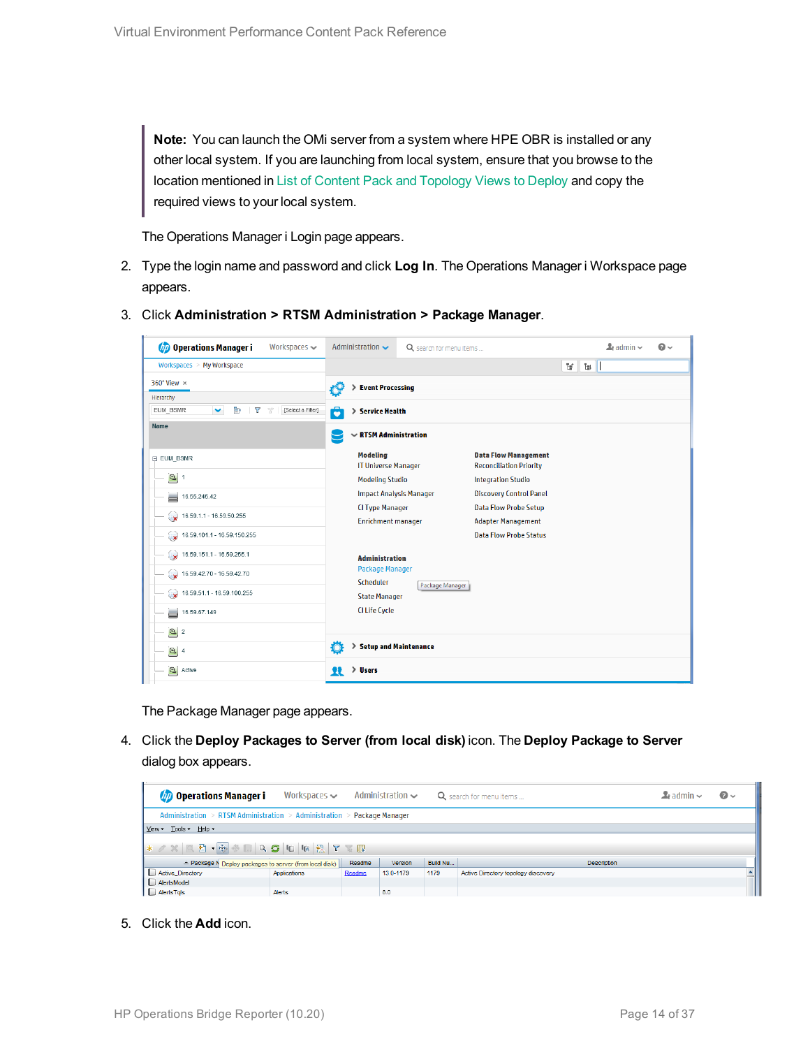> **Note:** You can launch the OMi server from a system where HPE OBR is installed or any other local system. If you are launching from local system, ensure that you browse to the location mentioned in List of Content Pack and Topology Views to Deploy and copy the required views to your local system.

The Operations Manager i Login page appears.

2. Type the login name and password and click **Log In**. The Operations Manager i Workspace page appears.

3. Click **Administration > RTSM Administration > Package Manager**.

   The Package Manager page appears.

4. Click the **Deploy Packages to Server (from local disk)** icon. The **Deploy Package to Server** dialog box appears.

5. Click the **Add** icon.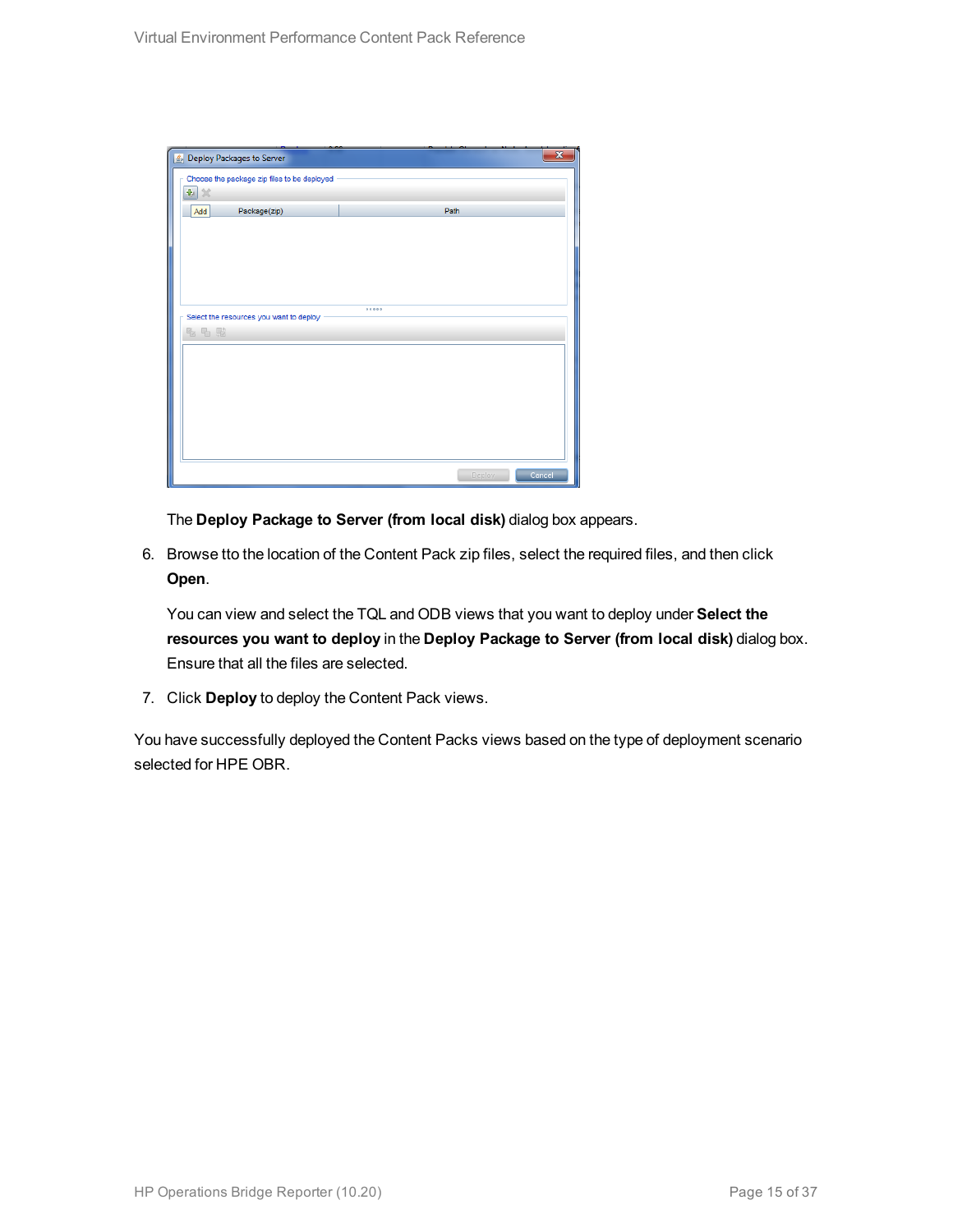The **Deploy Package to Server (from local disk)** dialog box appears.

6. Browse tto the location of the Content Pack zip files, select the required files, and then click **Open**.

   You can view and select the TQL and ODB views that you want to deploy under **Select the resources you want to deploy** in the **Deploy Package to Server (from local disk)** dialog box. Ensure that all the files are selected.

7. Click **Deploy** to deploy the Content Pack views.

You have successfully deployed the Content Packs views based on the type of deployment scenario selected for HPE OBR.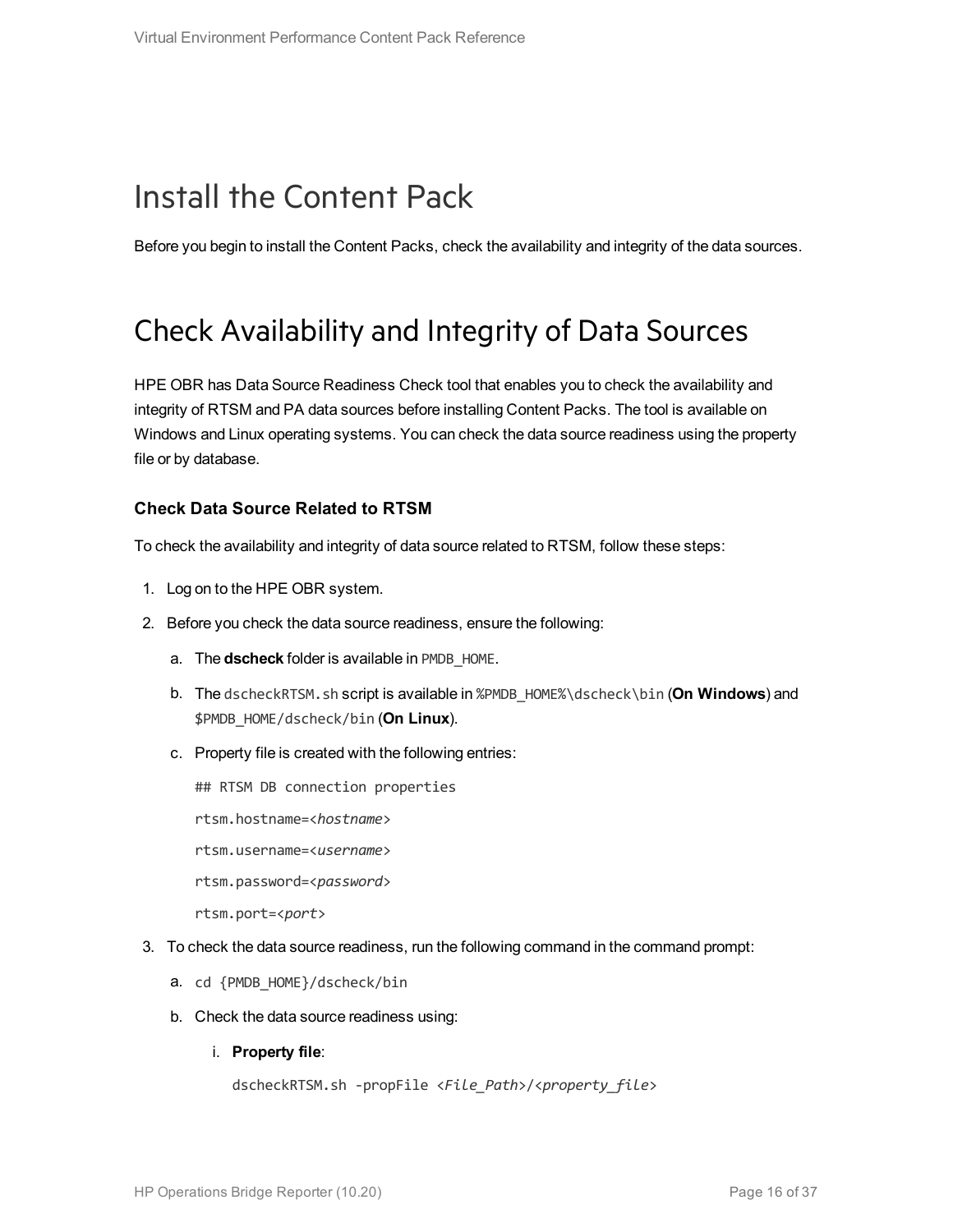# Install the Content Pack

Before you begin to install the Content Packs, check the availability and integrity of the data sources.

# Check Availability and Integrity of Data Sources

HPE OBR has Data Source Readiness Check tool that enables you to check the availability and integrity of RTSM and PA data sources before installing Content Packs. The tool is available on Windows and Linux operating systems. You can check the data source readiness using the property file or by database.

### Check Data Source Related to RTSM

To check the availability and integrity of data source related to RTSM, follow these steps:

1. Log on to the HPE OBR system.
2. Before you check the data source readiness, ensure the following:
   a. The **dscheck** folder is available in `PMDB_HOME`.
   b. The `dscheckRTSM.sh` script is available in `%PMDB_HOME%\dscheck\bin` (**On Windows**) and `$PMDB_HOME/dscheck/bin` (**On Linux**).
   c. Property file is created with the following entries:

      ```
      ## RTSM DB connection properties
      rtsm.hostname=<hostname>
      rtsm.username=<username>
      rtsm.password=<password>
      rtsm.port=<port>
      ```
3. To check the data source readiness, run the following command in the command prompt:
   a. `cd {PMDB_HOME}/dscheck/bin`
   b. Check the data source readiness using:
      i. **Property file**:

         `dscheckRTSM.sh -propFile <File_Path>/<property_file>`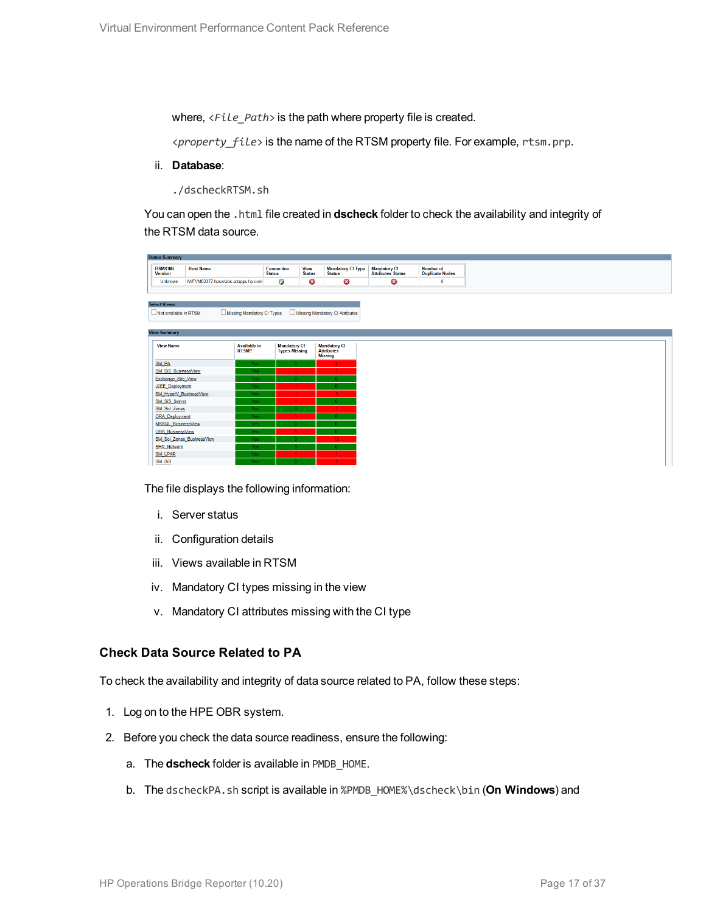where, *<File_Path>* is the path where property file is created.

*<property_file>* is the name of the RTSM property file. For example, `rtsm.prp`.

ii. **Database**:

```
./dscheckRTSM.sh
```

You can open the `.html` file created in **dscheck** folder to check the availability and integrity of the RTSM data source.

The file displays the following information:

i. Server status

ii. Configuration details

iii. Views available in RTSM

iv. Mandatory CI types missing in the view

v. Mandatory CI attributes missing with the CI type

### Check Data Source Related to PA

To check the availability and integrity of data source related to PA, follow these steps:

1. Log on to the HPE OBR system.

2. Before you check the data source readiness, ensure the following:

   a. The **dscheck** folder is available in `PMDB_HOME`.

   b. The `dscheckPA.sh` script is available in `%PMDB_HOME%\dscheck\bin` (**On Windows**) and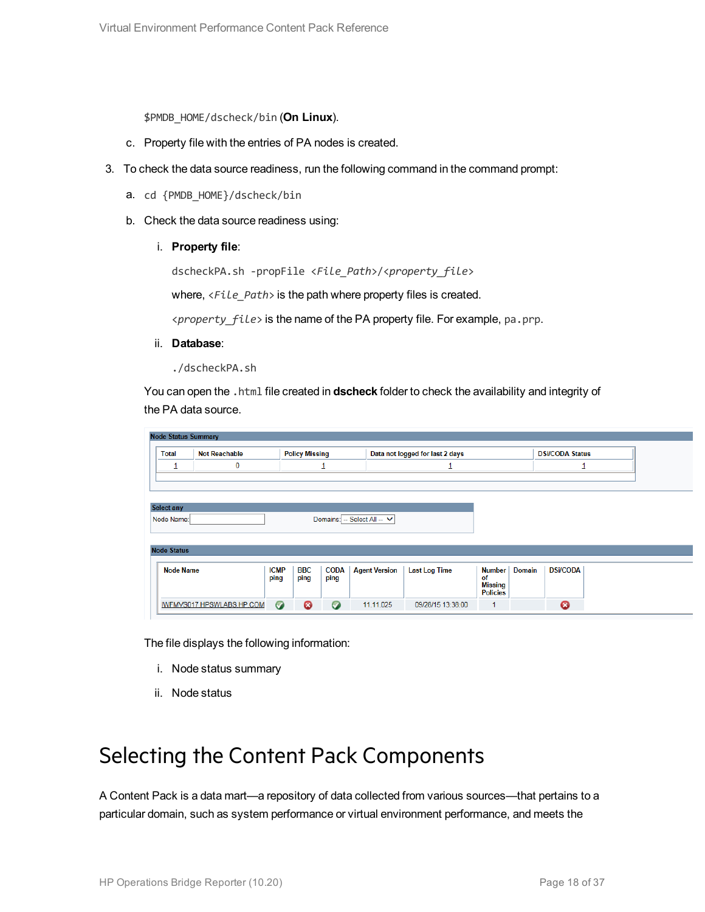$PMDB_HOME/dscheck/bin (**On Linux**).

c. Property file with the entries of PA nodes is created.

3. To check the data source readiness, run the following command in the command prompt:

   a. `cd {PMDB_HOME}/dscheck/bin`

   b. Check the data source readiness using:

      i. **Property file**:

      `dscheckPA.sh -propFile <File_Path>/<property_file>`

      where, *<File_Path>* is the path where property files is created.

      *<property_file>* is the name of the PA property file. For example, `pa.prp`.

      ii. **Database**:

      `./dscheckPA.sh`

   You can open the `.html` file created in **dscheck** folder to check the availability and integrity of the PA data source.

   **Node Status Summary**

   | Total | Not Reachable | Policy Missing | Data not logged for last 2 days | DSi/CODA Status |
   |---|---|---|---|---|
   | 1 | 0 | 1 | 1 | 1 |

   **Select any**

   Node Name: [ ] Domains: -- Select All --

   **Node Status**

   | Node Name | ICMP ping | BBC ping | CODA ping | Agent Version | Last Log Time | Number of Missing Policies | Domain | DSi/CODA |
   |---|---|---|---|---|---|---|---|---|
   | IWFMVS017.HPSWLABS.HP.COM | ✔ | ✖ | ✔ | 11.11.025 | 09/28/15 13:38:00 | 1 | | ✖ |

   The file displays the following information:

      i. Node status summary

      ii. Node status

# Selecting the Content Pack Components

A Content Pack is a data mart—a repository of data collected from various sources—that pertains to a particular domain, such as system performance or virtual environment performance, and meets the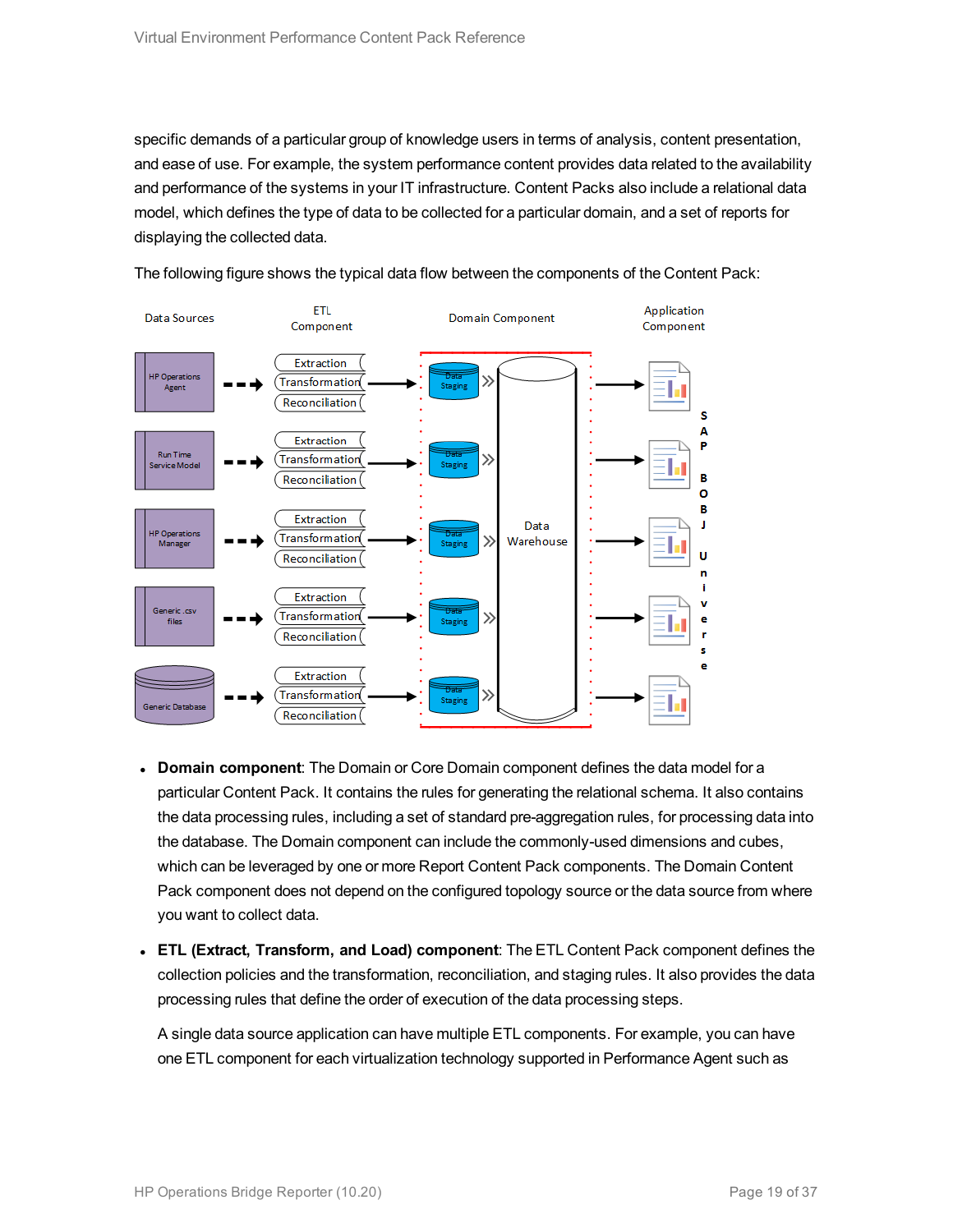specific demands of a particular group of knowledge users in terms of analysis, content presentation, and ease of use. For example, the system performance content provides data related to the availability and performance of the systems in your IT infrastructure. Content Packs also include a relational data model, which defines the type of data to be collected for a particular domain, and a set of reports for displaying the collected data.

The following figure shows the typical data flow between the components of the Content Pack:

- **Domain component**: The Domain or Core Domain component defines the data model for a particular Content Pack. It contains the rules for generating the relational schema. It also contains the data processing rules, including a set of standard pre-aggregation rules, for processing data into the database. The Domain component can include the commonly-used dimensions and cubes, which can be leveraged by one or more Report Content Pack components. The Domain Content Pack component does not depend on the configured topology source or the data source from where you want to collect data.
- **ETL (Extract, Transform, and Load) component**: The ETL Content Pack component defines the collection policies and the transformation, reconciliation, and staging rules. It also provides the data processing rules that define the order of execution of the data processing steps.

  A single data source application can have multiple ETL components. For example, you can have one ETL component for each virtualization technology supported in Performance Agent such as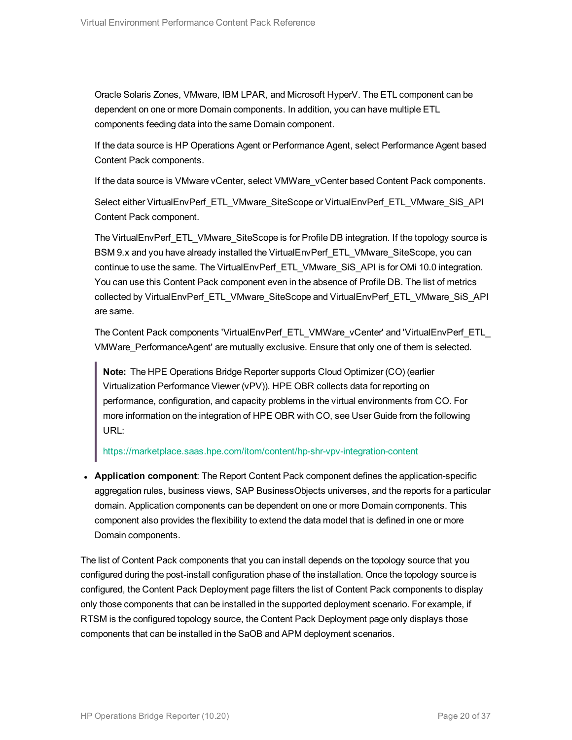Oracle Solaris Zones, VMware, IBM LPAR, and Microsoft HyperV. The ETL component can be dependent on one or more Domain components. In addition, you can have multiple ETL components feeding data into the same Domain component.

If the data source is HP Operations Agent or Performance Agent, select Performance Agent based Content Pack components.

If the data source is VMware vCenter, select VMWare_vCenter based Content Pack components.

Select either VirtualEnvPerf_ETL_VMware_SiteScope or VirtualEnvPerf_ETL_VMware_SiS_API Content Pack component.

The VirtualEnvPerf_ETL_VMware_SiteScope is for Profile DB integration. If the topology source is BSM 9.x and you have already installed the VirtualEnvPerf_ETL_VMware_SiteScope, you can continue to use the same. The VirtualEnvPerf_ETL_VMware_SiS_API is for OMi 10.0 integration. You can use this Content Pack component even in the absence of Profile DB. The list of metrics collected by VirtualEnvPerf_ETL_VMware_SiteScope and VirtualEnvPerf_ETL_VMware_SiS_API are same.

The Content Pack components 'VirtualEnvPerf_ETL_VMWare_vCenter' and 'VirtualEnvPerf_ETL_VMWare_PerformanceAgent' are mutually exclusive. Ensure that only one of them is selected.

> **Note:** The HPE Operations Bridge Reporter supports Cloud Optimizer (CO) (earlier Virtualization Performance Viewer (vPV)). HPE OBR collects data for reporting on performance, configuration, and capacity problems in the virtual environments from CO. For more information on the integration of HPE OBR with CO, see User Guide from the following URL:
>
> https://marketplace.saas.hpe.com/itom/content/hp-shr-vpv-integration-content

- **Application component**: The Report Content Pack component defines the application-specific aggregation rules, business views, SAP BusinessObjects universes, and the reports for a particular domain. Application components can be dependent on one or more Domain components. This component also provides the flexibility to extend the data model that is defined in one or more Domain components.

The list of Content Pack components that you can install depends on the topology source that you configured during the post-install configuration phase of the installation. Once the topology source is configured, the Content Pack Deployment page filters the list of Content Pack components to display only those components that can be installed in the supported deployment scenario. For example, if RTSM is the configured topology source, the Content Pack Deployment page only displays those components that can be installed in the SaOB and APM deployment scenarios.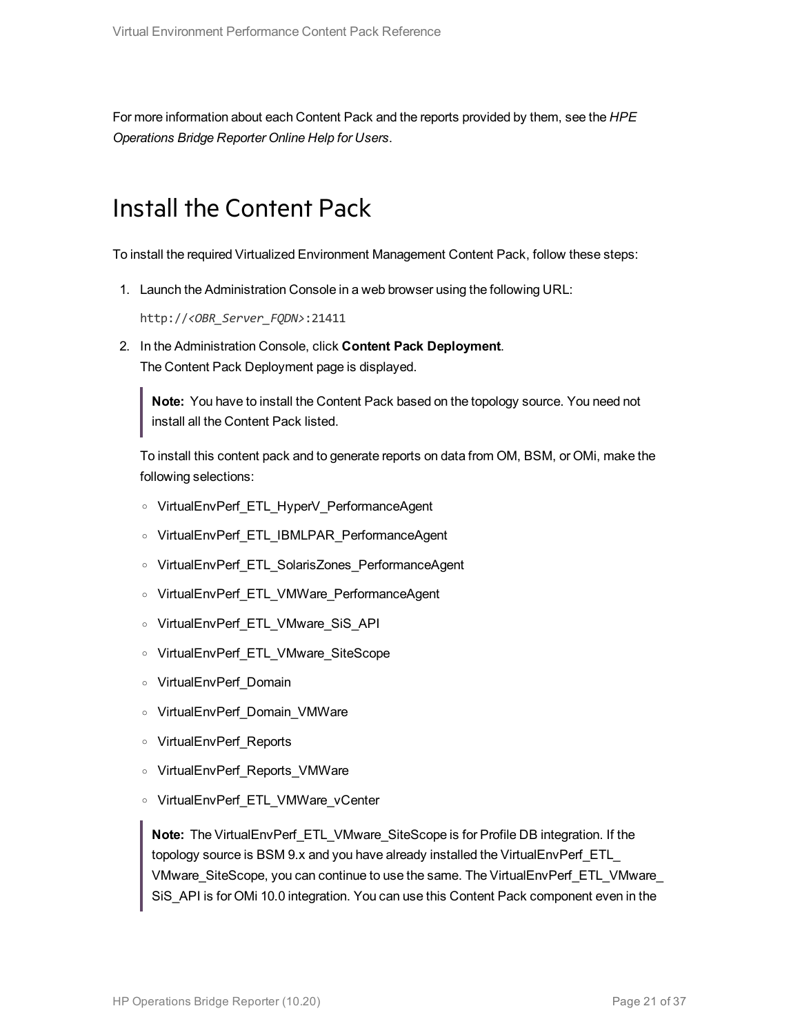For more information about each Content Pack and the reports provided by them, see the *HPE Operations Bridge Reporter Online Help for Users*.

# Install the Content Pack

To install the required Virtualized Environment Management Content Pack, follow these steps:

1. Launch the Administration Console in a web browser using the following URL:

   `http://<OBR_Server_FQDN>:21411`

2. In the Administration Console, click **Content Pack Deployment**.
   The Content Pack Deployment page is displayed.

   > **Note:** You have to install the Content Pack based on the topology source. You need not install all the Content Pack listed.

   To install this content pack and to generate reports on data from OM, BSM, or OMi, make the following selections:

   - VirtualEnvPerf_ETL_HyperV_PerformanceAgent
   - VirtualEnvPerf_ETL_IBMLPAR_PerformanceAgent
   - VirtualEnvPerf_ETL_SolarisZones_PerformanceAgent
   - VirtualEnvPerf_ETL_VMWare_PerformanceAgent
   - VirtualEnvPerf_ETL_VMware_SiS_API
   - VirtualEnvPerf_ETL_VMware_SiteScope
   - VirtualEnvPerf_Domain
   - VirtualEnvPerf_Domain_VMWare
   - VirtualEnvPerf_Reports
   - VirtualEnvPerf_Reports_VMWare
   - VirtualEnvPerf_ETL_VMWare_vCenter

   > **Note:** The VirtualEnvPerf_ETL_VMware_SiteScope is for Profile DB integration. If the topology source is BSM 9.x and you have already installed the VirtualEnvPerf_ETL_VMware_SiteScope, you can continue to use the same. The VirtualEnvPerf_ETL_VMware_SiS_API is for OMi 10.0 integration. You can use this Content Pack component even in the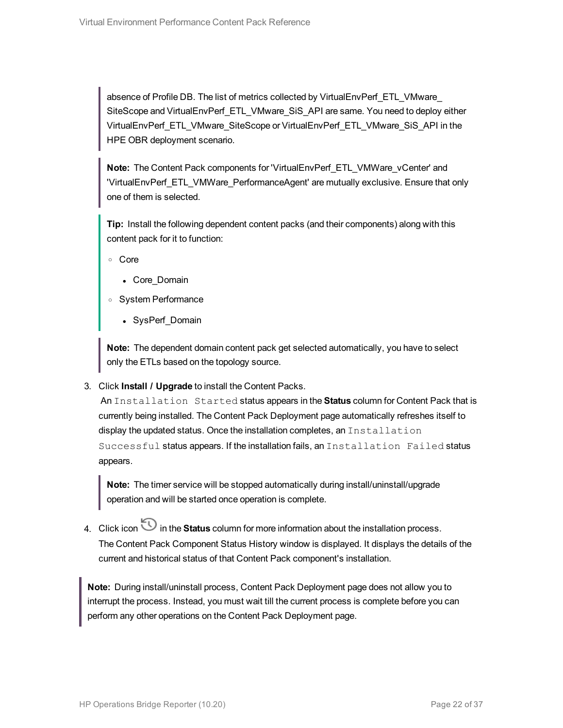> absence of Profile DB. The list of metrics collected by VirtualEnvPerf_ETL_VMware_SiteScope and VirtualEnvPerf_ETL_VMware_SiS_API are same. You need to deploy either VirtualEnvPerf_ETL_VMware_SiteScope or VirtualEnvPerf_ETL_VMware_SiS_API in the HPE OBR deployment scenario.

> **Note:** The Content Pack components for 'VirtualEnvPerf_ETL_VMWare_vCenter' and 'VirtualEnvPerf_ETL_VMWare_PerformanceAgent' are mutually exclusive. Ensure that only one of them is selected.

> **Tip:** Install the following dependent content packs (and their components) along with this content pack for it to function:
>
> - Core
>   - Core_Domain
> - System Performance
>   - SysPerf_Domain

> **Note:** The dependent domain content pack get selected automatically, you have to select only the ETLs based on the topology source.

3. Click **Install / Upgrade** to install the Content Packs.

   An `Installation Started` status appears in the **Status** column for Content Pack that is currently being installed. The Content Pack Deployment page automatically refreshes itself to display the updated status. Once the installation completes, an `Installation Successful` status appears. If the installation fails, an `Installation Failed` status appears.

   > **Note:** The timer service will be stopped automatically during install/uninstall/upgrade operation and will be started once operation is complete.

4. Click icon in the **Status** column for more information about the installation process.

   The Content Pack Component Status History window is displayed. It displays the details of the current and historical status of that Content Pack component's installation.

> **Note:** During install/uninstall process, Content Pack Deployment page does not allow you to interrupt the process. Instead, you must wait till the current process is complete before you can perform any other operations on the Content Pack Deployment page.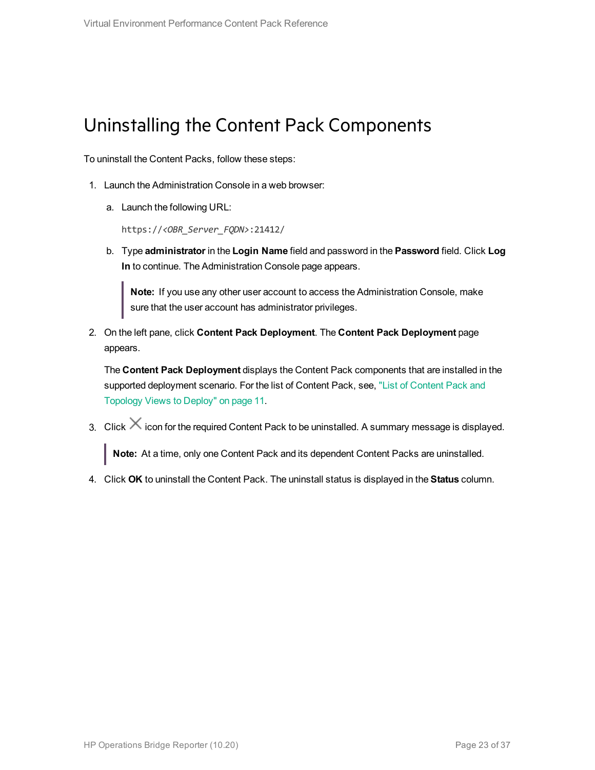# Uninstalling the Content Pack Components

To uninstall the Content Packs, follow these steps:

1. Launch the Administration Console in a web browser:

   a. Launch the following URL:

      `https://<OBR_Server_FQDN>:21412/`

   b. Type **administrator** in the **Login Name** field and password in the **Password** field. Click **Log In** to continue. The Administration Console page appears.

      > **Note:** If you use any other user account to access the Administration Console, make sure that the user account has administrator privileges.

2. On the left pane, click **Content Pack Deployment**. The **Content Pack Deployment** page appears.

   The **Content Pack Deployment** displays the Content Pack components that are installed in the supported deployment scenario. For the list of Content Pack, see, "List of Content Pack and Topology Views to Deploy" on page 11.

3. Click ✕ icon for the required Content Pack to be uninstalled. A summary message is displayed.

   > **Note:** At a time, only one Content Pack and its dependent Content Packs are uninstalled.

4. Click **OK** to uninstall the Content Pack. The uninstall status is displayed in the **Status** column.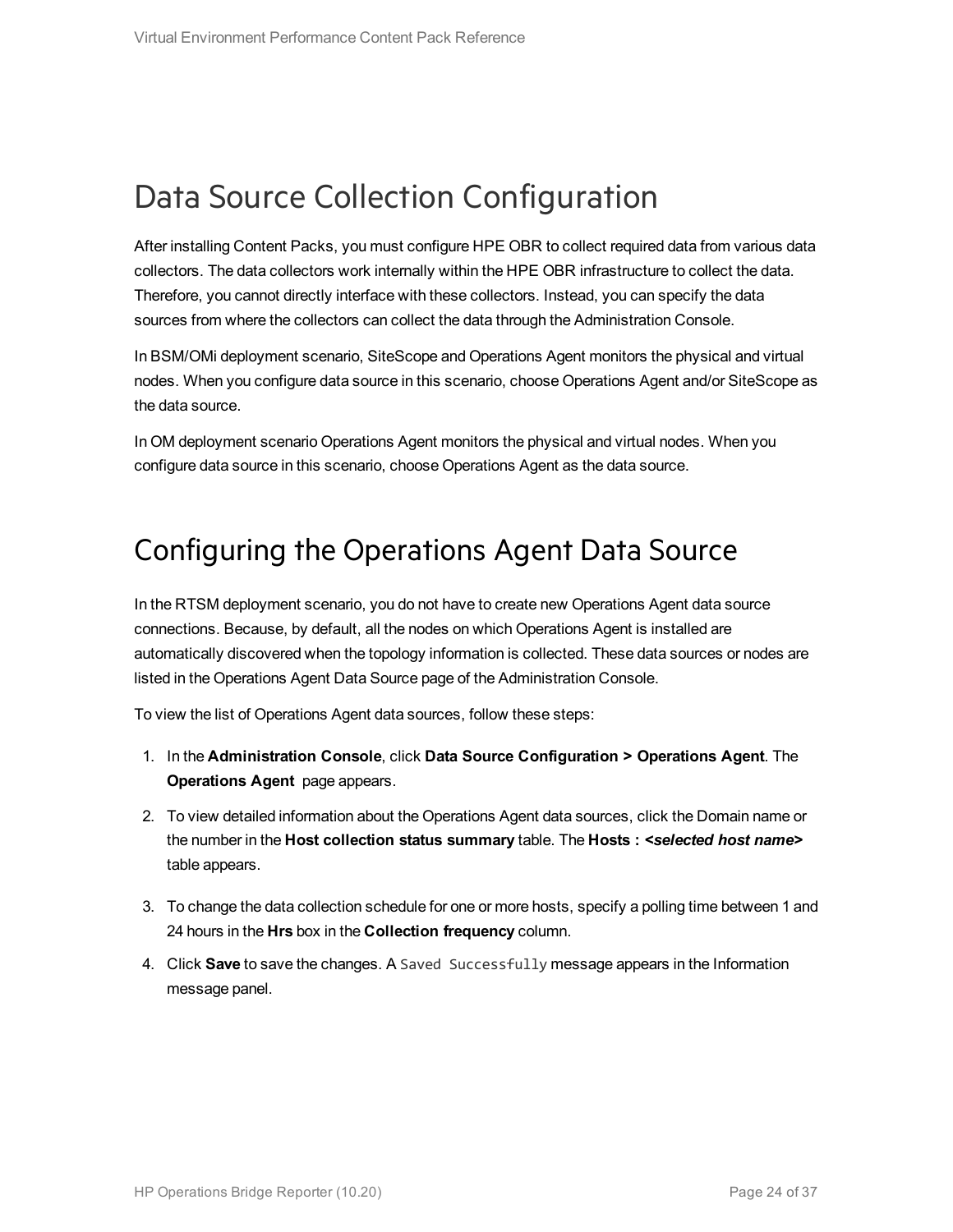# Data Source Collection Configuration

After installing Content Packs, you must configure HPE OBR to collect required data from various data collectors. The data collectors work internally within the HPE OBR infrastructure to collect the data. Therefore, you cannot directly interface with these collectors. Instead, you can specify the data sources from where the collectors can collect the data through the Administration Console.

In BSM/OMi deployment scenario, SiteScope and Operations Agent monitors the physical and virtual nodes. When you configure data source in this scenario, choose Operations Agent and/or SiteScope as the data source.

In OM deployment scenario Operations Agent monitors the physical and virtual nodes. When you configure data source in this scenario, choose Operations Agent as the data source.

# Configuring the Operations Agent Data Source

In the RTSM deployment scenario, you do not have to create new Operations Agent data source connections. Because, by default, all the nodes on which Operations Agent is installed are automatically discovered when the topology information is collected. These data sources or nodes are listed in the Operations Agent Data Source page of the Administration Console.

To view the list of Operations Agent data sources, follow these steps:

1. In the **Administration Console**, click **Data Source Configuration > Operations Agent**. The **Operations Agent** page appears.
2. To view detailed information about the Operations Agent data sources, click the Domain name or the number in the **Host collection status summary** table. The **Hosts : *<selected host name>*** table appears.
3. To change the data collection schedule for one or more hosts, specify a polling time between 1 and 24 hours in the **Hrs** box in the **Collection frequency** column.
4. Click **Save** to save the changes. A `Saved Successfully` message appears in the Information message panel.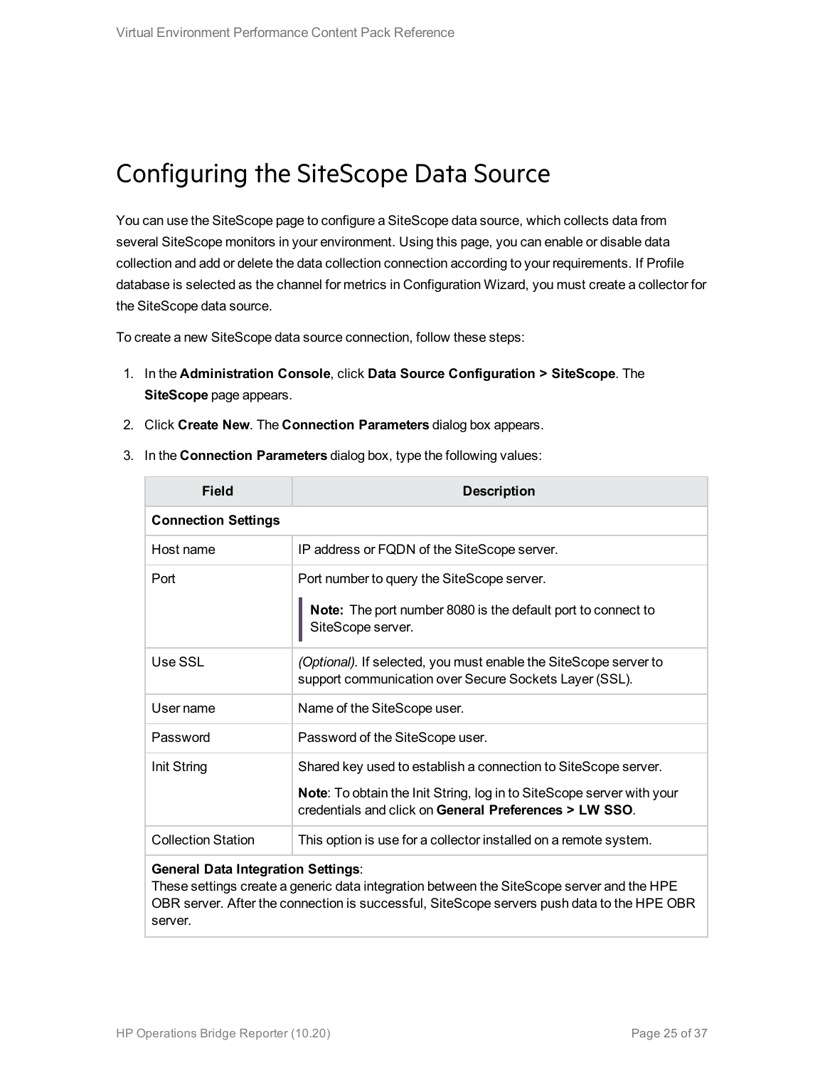# Configuring the SiteScope Data Source

You can use the SiteScope page to configure a SiteScope data source, which collects data from several SiteScope monitors in your environment. Using this page, you can enable or disable data collection and add or delete the data collection connection according to your requirements. If Profile database is selected as the channel for metrics in Configuration Wizard, you must create a collector for the SiteScope data source.

To create a new SiteScope data source connection, follow these steps:

1. In the **Administration Console**, click **Data Source Configuration > SiteScope**. The **SiteScope** page appears.
2. Click **Create New**. The **Connection Parameters** dialog box appears.
3. In the **Connection Parameters** dialog box, type the following values:

| Field | Description |
|---|---|
| **Connection Settings** | |
| Host name | IP address or FQDN of the SiteScope server. |
| Port | Port number to query the SiteScope server.<br><br>**Note:** The port number 8080 is the default port to connect to SiteScope server. |
| Use SSL | *(Optional).* If selected, you must enable the SiteScope server to support communication over Secure Sockets Layer (SSL). |
| User name | Name of the SiteScope user. |
| Password | Password of the SiteScope user. |
| Init String | Shared key used to establish a connection to SiteScope server.<br><br>**Note**: To obtain the Init String, log in to SiteScope server with your credentials and click on **General Preferences > LW SSO**. |
| Collection Station | This option is use for a collector installed on a remote system. |
| **General Data Integration Settings**:<br>These settings create a generic data integration between the SiteScope server and the HPE OBR server. After the connection is successful, SiteScope servers push data to the HPE OBR server. | |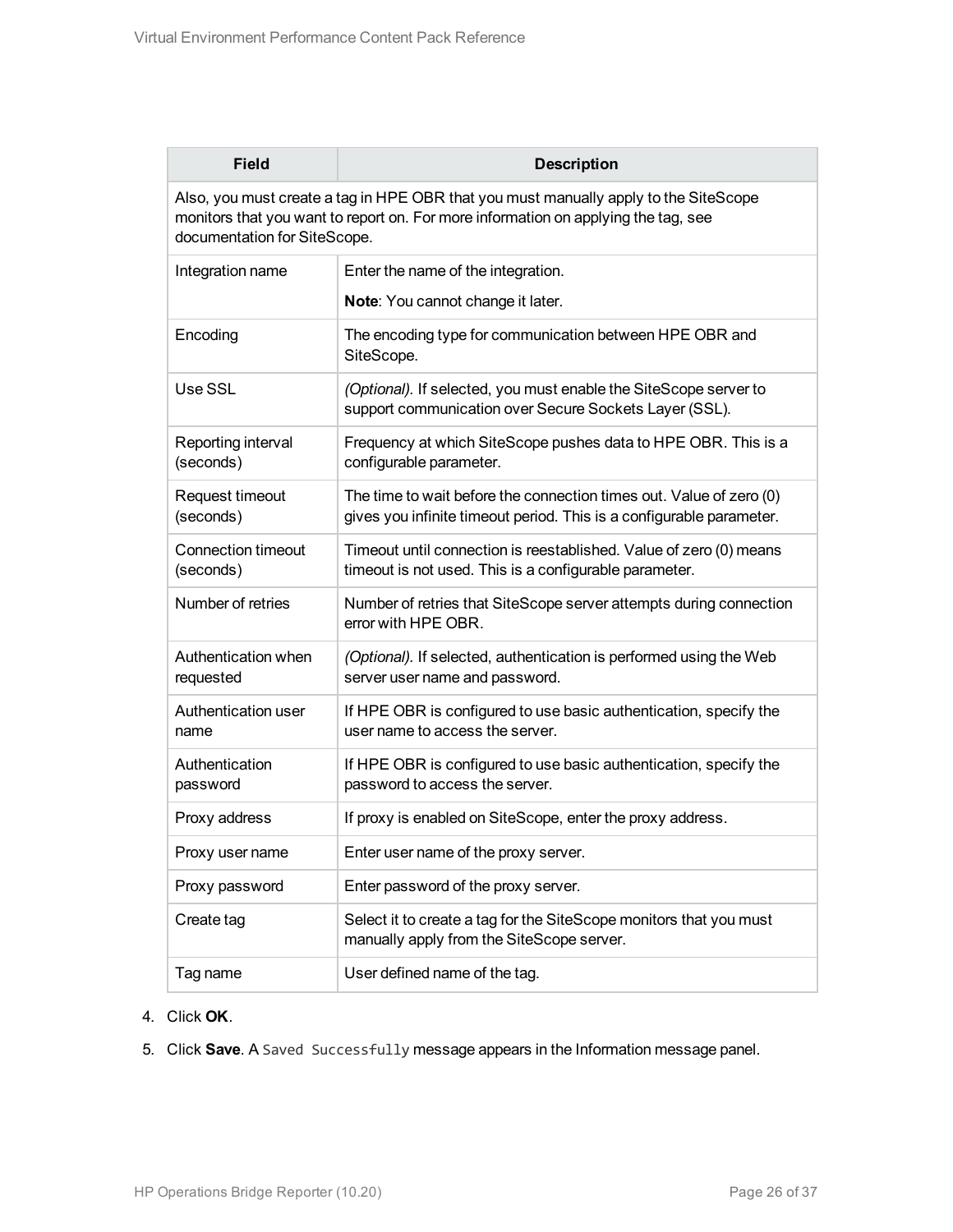| Field | Description |
|---|---|
| Also, you must create a tag in HPE OBR that you must manually apply to the SiteScope monitors that you want to report on. For more information on applying the tag, see documentation for SiteScope. | |
| Integration name | Enter the name of the integration.<br><br>**Note**: You cannot change it later. |
| Encoding | The encoding type for communication between HPE OBR and SiteScope. |
| Use SSL | *(Optional).* If selected, you must enable the SiteScope server to support communication over Secure Sockets Layer (SSL). |
| Reporting interval (seconds) | Frequency at which SiteScope pushes data to HPE OBR. This is a configurable parameter. |
| Request timeout (seconds) | The time to wait before the connection times out. Value of zero (0) gives you infinite timeout period. This is a configurable parameter. |
| Connection timeout (seconds) | Timeout until connection is reestablished. Value of zero (0) means timeout is not used. This is a configurable parameter. |
| Number of retries | Number of retries that SiteScope server attempts during connection error with HPE OBR. |
| Authentication when requested | *(Optional).* If selected, authentication is performed using the Web server user name and password. |
| Authentication user name | If HPE OBR is configured to use basic authentication, specify the user name to access the server. |
| Authentication password | If HPE OBR is configured to use basic authentication, specify the password to access the server. |
| Proxy address | If proxy is enabled on SiteScope, enter the proxy address. |
| Proxy user name | Enter user name of the proxy server. |
| Proxy password | Enter password of the proxy server. |
| Create tag | Select it to create a tag for the SiteScope monitors that you must manually apply from the SiteScope server. |
| Tag name | User defined name of the tag. |

4. Click **OK**.
5. Click **Save**. A `Saved Successfully` message appears in the Information message panel.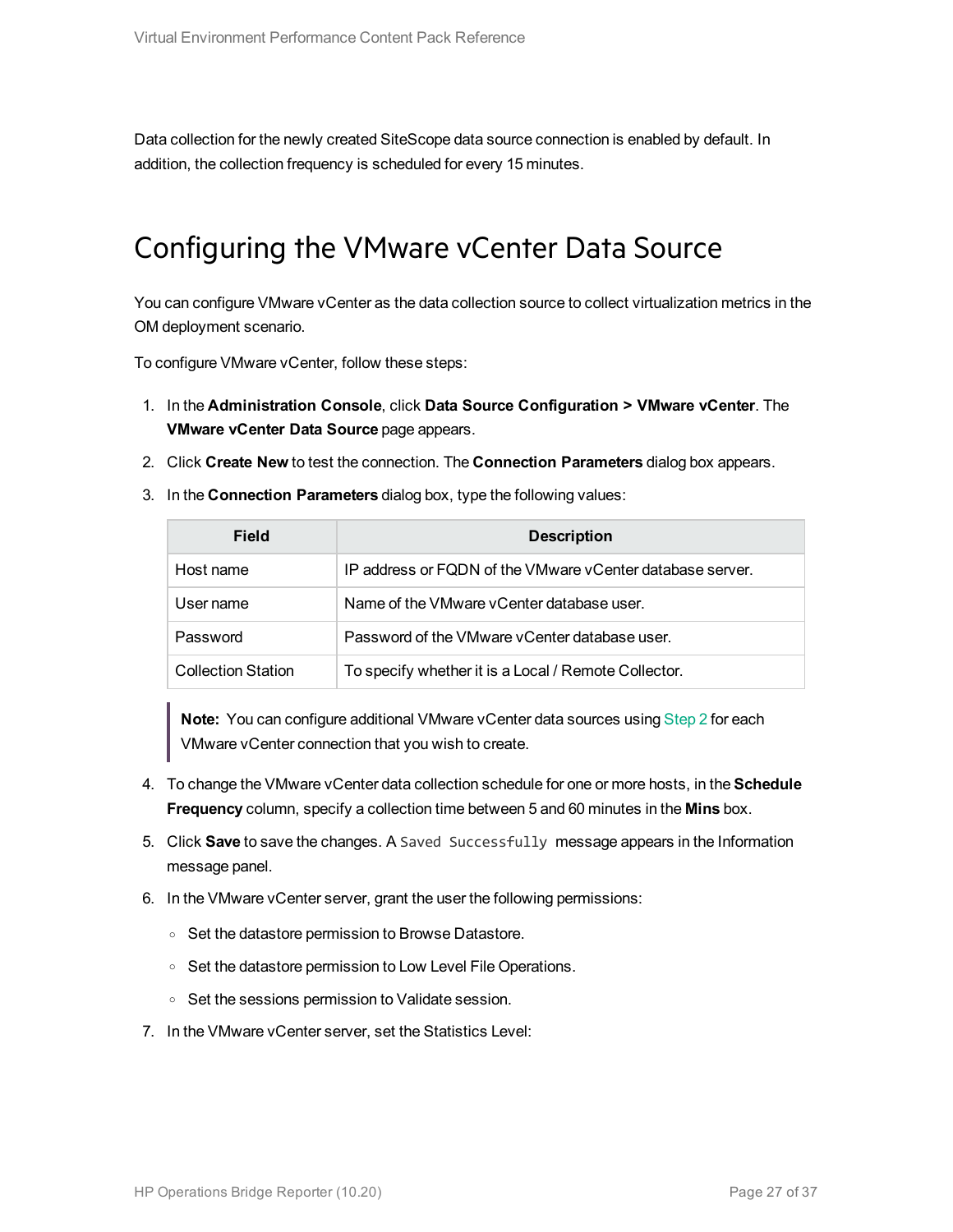Data collection for the newly created SiteScope data source connection is enabled by default. In addition, the collection frequency is scheduled for every 15 minutes.

# Configuring the VMware vCenter Data Source

You can configure VMware vCenter as the data collection source to collect virtualization metrics in the OM deployment scenario.

To configure VMware vCenter, follow these steps:

1. In the **Administration Console**, click **Data Source Configuration > VMware vCenter**. The **VMware vCenter Data Source** page appears.
2. Click **Create New** to test the connection. The **Connection Parameters** dialog box appears.
3. In the **Connection Parameters** dialog box, type the following values:

   | Field | Description |
   |---|---|
   | Host name | IP address or FQDN of the VMware vCenter database server. |
   | User name | Name of the VMware vCenter database user. |
   | Password | Password of the VMware vCenter database user. |
   | Collection Station | To specify whether it is a Local / Remote Collector. |

   > **Note:** You can configure additional VMware vCenter data sources using Step 2 for each VMware vCenter connection that you wish to create.

4. To change the VMware vCenter data collection schedule for one or more hosts, in the **Schedule Frequency** column, specify a collection time between 5 and 60 minutes in the **Mins** box.
5. Click **Save** to save the changes. A `Saved Successfully` message appears in the Information message panel.
6. In the VMware vCenter server, grant the user the following permissions:
   - Set the datastore permission to Browse Datastore.
   - Set the datastore permission to Low Level File Operations.
   - Set the sessions permission to Validate session.
7. In the VMware vCenter server, set the Statistics Level: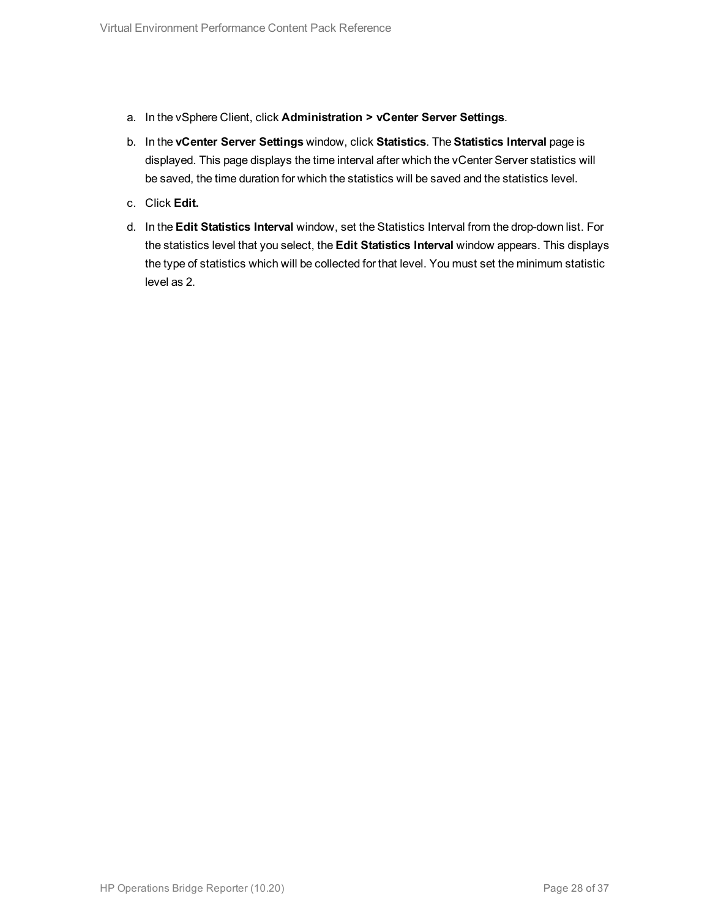a. In the vSphere Client, click **Administration > vCenter Server Settings**.

b. In the **vCenter Server Settings** window, click **Statistics**. The **Statistics Interval** page is displayed. This page displays the time interval after which the vCenter Server statistics will be saved, the time duration for which the statistics will be saved and the statistics level.

c. Click **Edit.**

d. In the **Edit Statistics Interval** window, set the Statistics Interval from the drop-down list. For the statistics level that you select, the **Edit Statistics Interval** window appears. This displays the type of statistics which will be collected for that level. You must set the minimum statistic level as 2.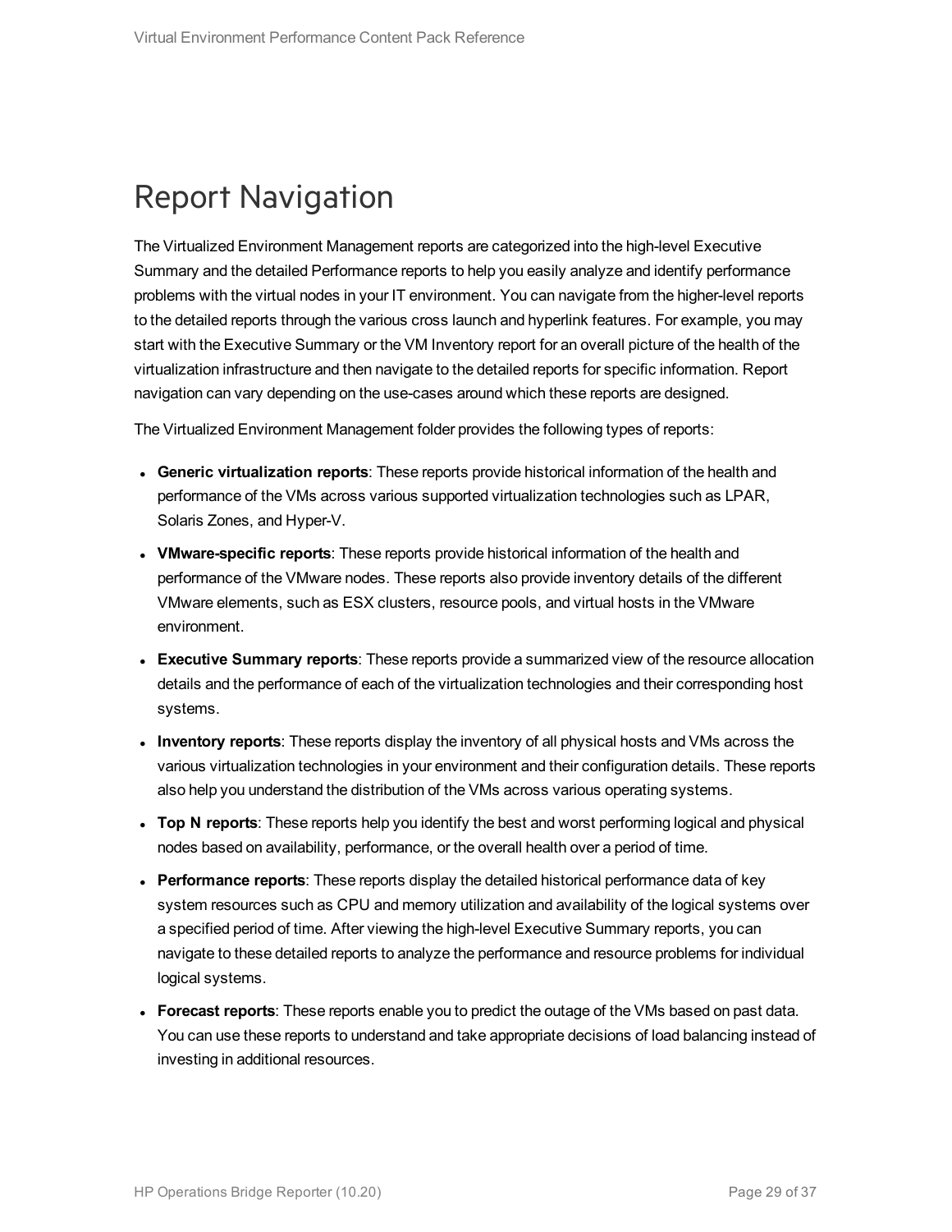# Report Navigation

The Virtualized Environment Management reports are categorized into the high-level Executive Summary and the detailed Performance reports to help you easily analyze and identify performance problems with the virtual nodes in your IT environment. You can navigate from the higher-level reports to the detailed reports through the various cross launch and hyperlink features. For example, you may start with the Executive Summary or the VM Inventory report for an overall picture of the health of the virtualization infrastructure and then navigate to the detailed reports for specific information. Report navigation can vary depending on the use-cases around which these reports are designed.

The Virtualized Environment Management folder provides the following types of reports:

- **Generic virtualization reports**: These reports provide historical information of the health and performance of the VMs across various supported virtualization technologies such as LPAR, Solaris Zones, and Hyper-V.
- **VMware-specific reports**: These reports provide historical information of the health and performance of the VMware nodes. These reports also provide inventory details of the different VMware elements, such as ESX clusters, resource pools, and virtual hosts in the VMware environment.
- **Executive Summary reports**: These reports provide a summarized view of the resource allocation details and the performance of each of the virtualization technologies and their corresponding host systems.
- **Inventory reports**: These reports display the inventory of all physical hosts and VMs across the various virtualization technologies in your environment and their configuration details. These reports also help you understand the distribution of the VMs across various operating systems.
- **Top N reports**: These reports help you identify the best and worst performing logical and physical nodes based on availability, performance, or the overall health over a period of time.
- **Performance reports**: These reports display the detailed historical performance data of key system resources such as CPU and memory utilization and availability of the logical systems over a specified period of time. After viewing the high-level Executive Summary reports, you can navigate to these detailed reports to analyze the performance and resource problems for individual logical systems.
- **Forecast reports**: These reports enable you to predict the outage of the VMs based on past data. You can use these reports to understand and take appropriate decisions of load balancing instead of investing in additional resources.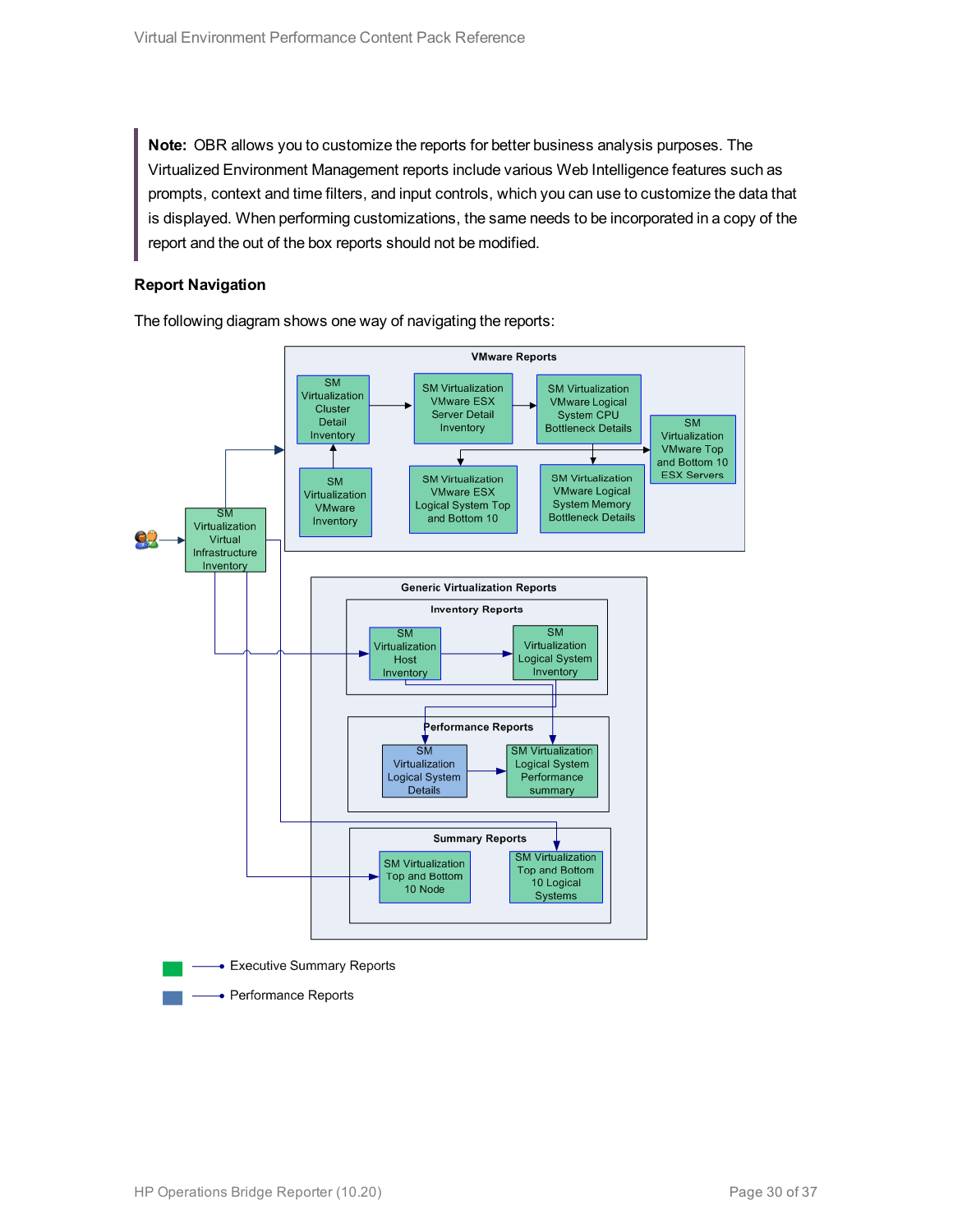> **Note:** OBR allows you to customize the reports for better business analysis purposes. The Virtualized Environment Management reports include various Web Intelligence features such as prompts, context and time filters, and input controls, which you can use to customize the data that is displayed. When performing customizations, the same needs to be incorporated in a copy of the report and the out of the box reports should not be modified.

### Report Navigation

The following diagram shows one way of navigating the reports: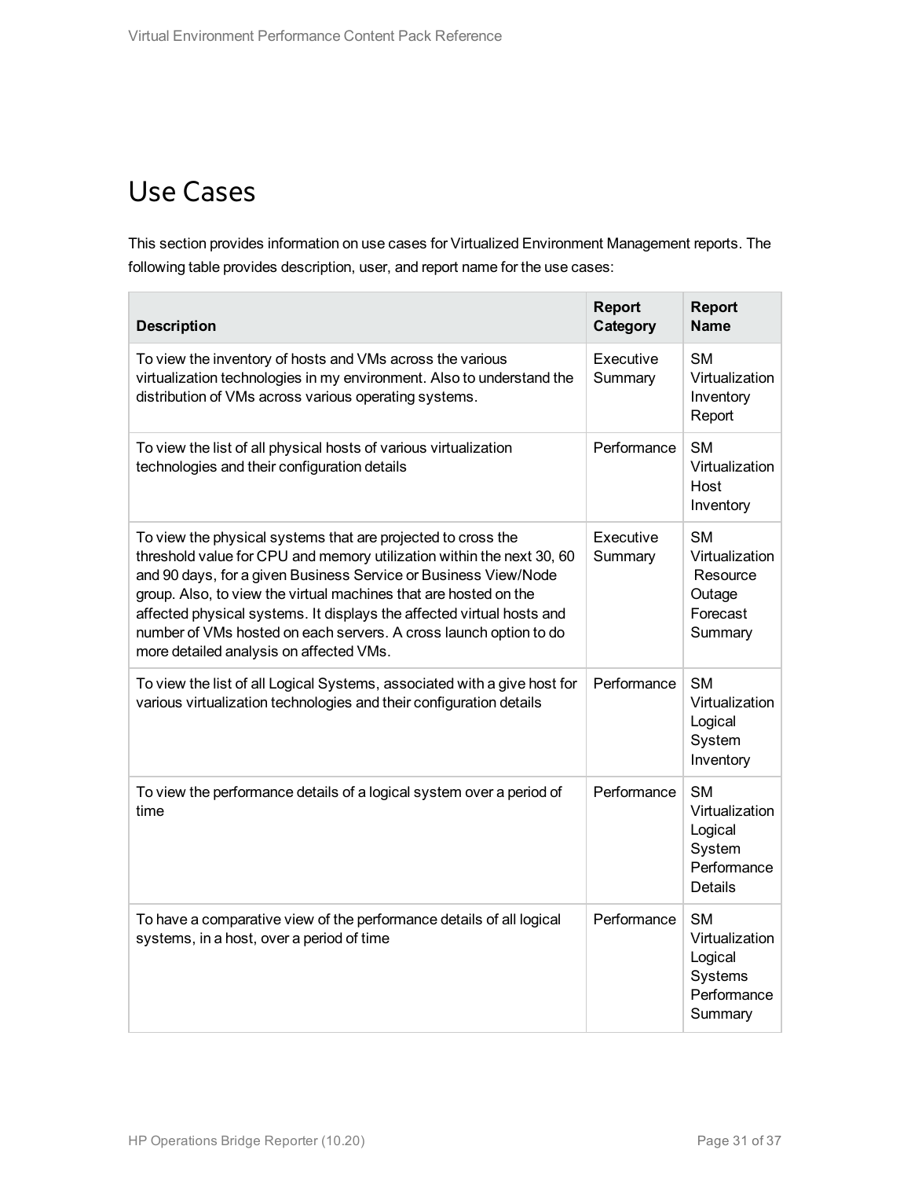# Use Cases

This section provides information on use cases for Virtualized Environment Management reports. The following table provides description, user, and report name for the use cases:

| Description | Report Category | Report Name |
|---|---|---|
| To view the inventory of hosts and VMs across the various virtualization technologies in my environment. Also to understand the distribution of VMs across various operating systems. | Executive Summary | SM Virtualization Inventory Report |
| To view the list of all physical hosts of various virtualization technologies and their configuration details | Performance | SM Virtualization Host Inventory |
| To view the physical systems that are projected to cross the threshold value for CPU and memory utilization within the next 30, 60 and 90 days, for a given Business Service or Business View/Node group. Also, to view the virtual machines that are hosted on the affected physical systems. It displays the affected virtual hosts and number of VMs hosted on each servers. A cross launch option to do more detailed analysis on affected VMs. | Executive Summary | SM Virtualization Resource Outage Forecast Summary |
| To view the list of all Logical Systems, associated with a give host for various virtualization technologies and their configuration details | Performance | SM Virtualization Logical System Inventory |
| To view the performance details of a logical system over a period of time | Performance | SM Virtualization Logical System Performance Details |
| To have a comparative view of the performance details of all logical systems, in a host, over a period of time | Performance | SM Virtualization Logical Systems Performance Summary |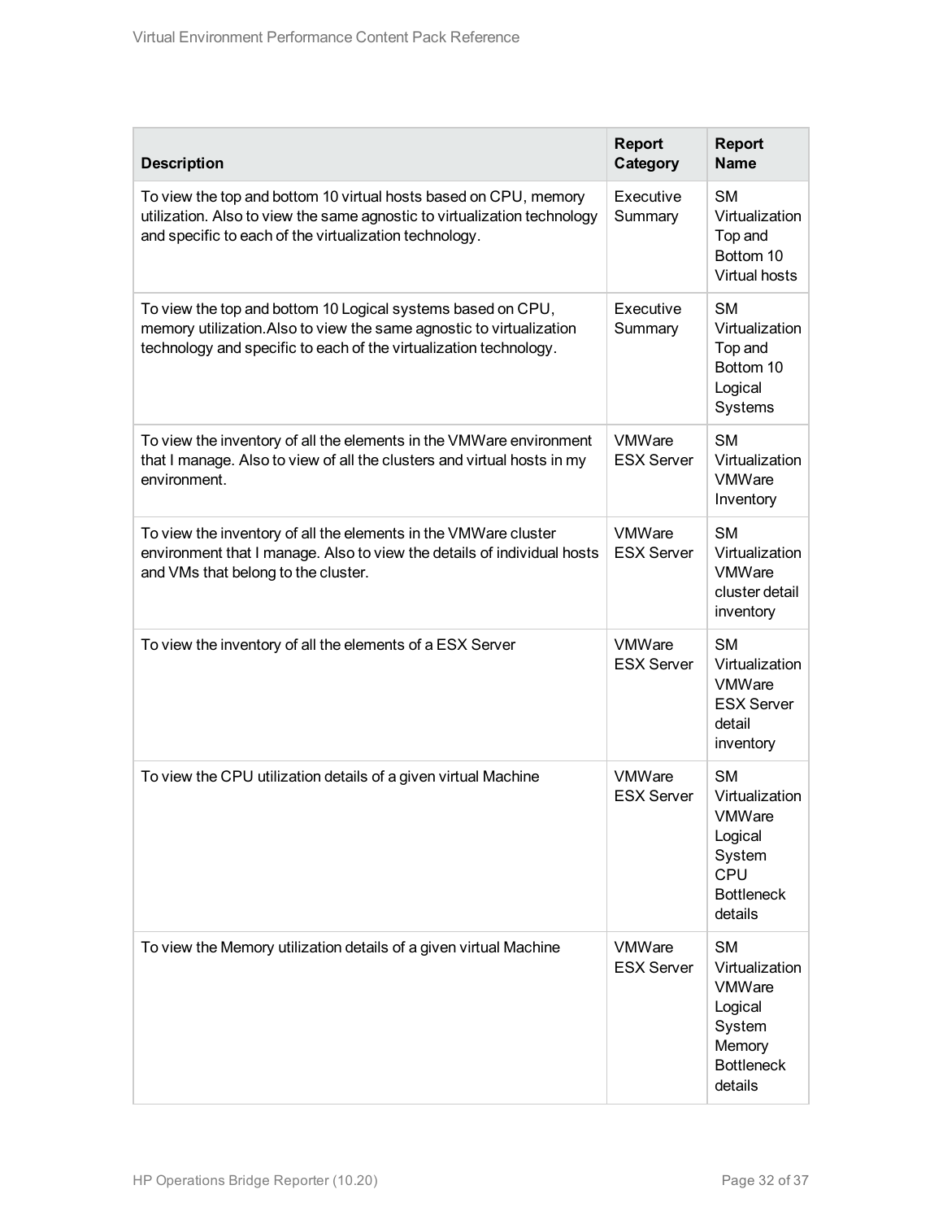| Description | Report Category | Report Name |
| --- | --- | --- |
| To view the top and bottom 10 virtual hosts based on CPU, memory utilization. Also to view the same agnostic to virtualization technology and specific to each of the virtualization technology. | Executive Summary | SM Virtualization Top and Bottom 10 Virtual hosts |
| To view the top and bottom 10 Logical systems based on CPU, memory utilization.Also to view the same agnostic to virtualization technology and specific to each of the virtualization technology. | Executive Summary | SM Virtualization Top and Bottom 10 Logical Systems |
| To view the inventory of all the elements in the VMWare environment that I manage. Also to view of all the clusters and virtual hosts in my environment. | VMWare ESX Server | SM Virtualization VMWare Inventory |
| To view the inventory of all the elements in the VMWare cluster environment that I manage. Also to view the details of individual hosts and VMs that belong to the cluster. | VMWare ESX Server | SM Virtualization VMWare cluster detail inventory |
| To view the inventory of all the elements of a ESX Server | VMWare ESX Server | SM Virtualization VMWare ESX Server detail inventory |
| To view the CPU utilization details of a given virtual Machine | VMWare ESX Server | SM Virtualization VMWare Logical System CPU Bottleneck details |
| To view the Memory utilization details of a given virtual Machine | VMWare ESX Server | SM Virtualization VMWare Logical System Memory Bottleneck details |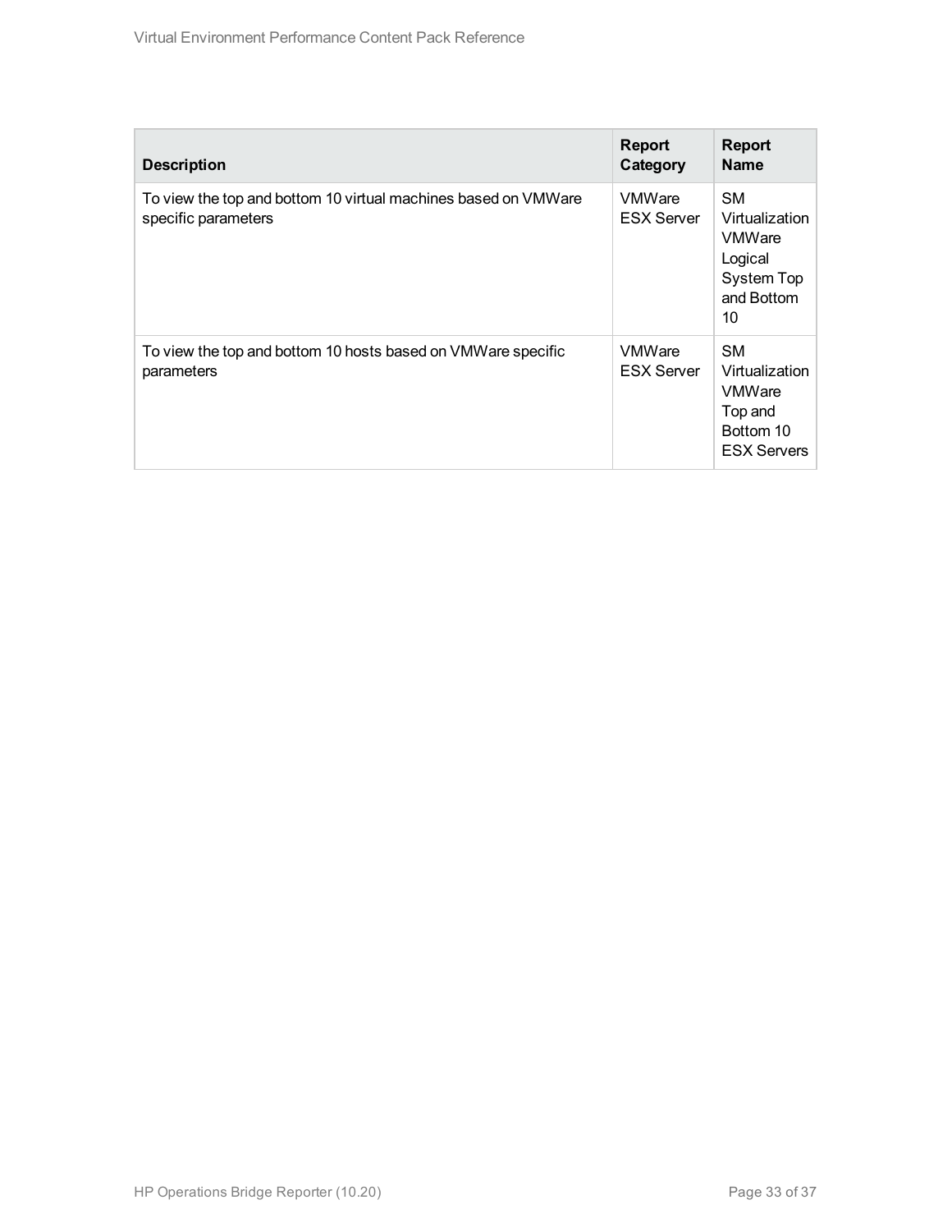| Description | Report Category | Report Name |
|---|---|---|
| To view the top and bottom 10 virtual machines based on VMWare specific parameters | VMWare ESX Server | SM Virtualization VMWare Logical System Top and Bottom 10 |
| To view the top and bottom 10 hosts based on VMWare specific parameters | VMWare ESX Server | SM Virtualization VMWare Top and Bottom 10 ESX Servers |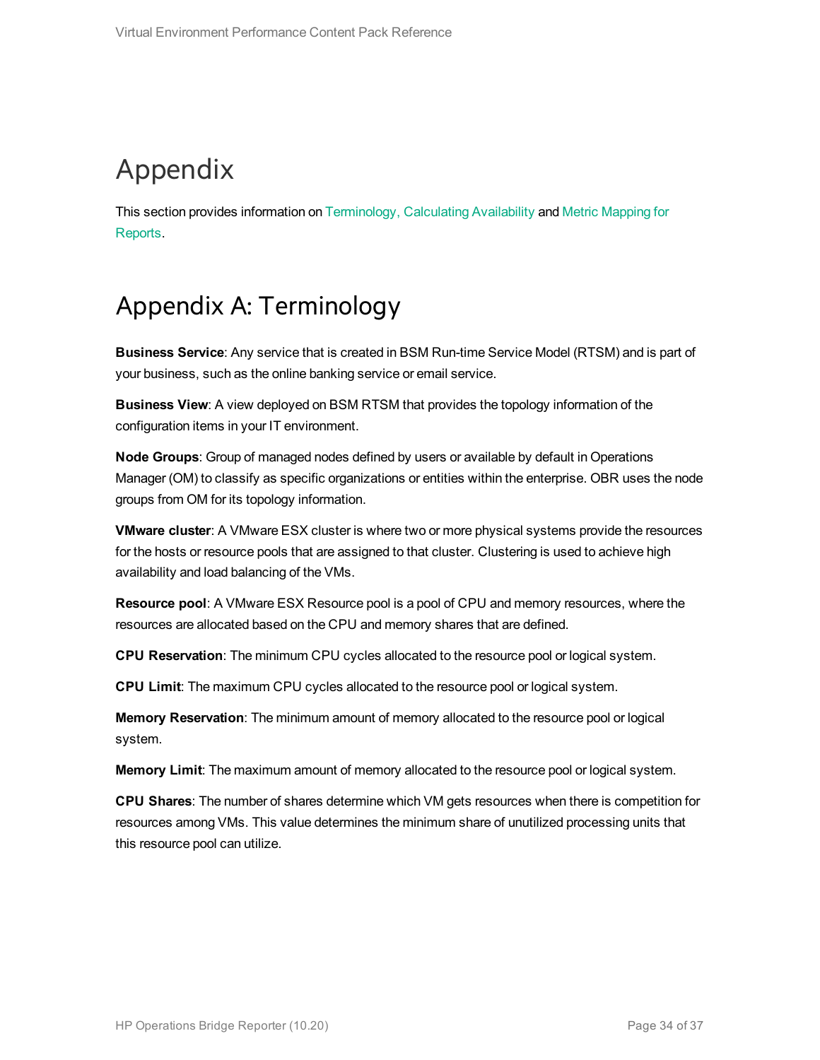# Appendix

This section provides information on Terminology, Calculating Availability and Metric Mapping for Reports.

# Appendix A: Terminology

**Business Service**: Any service that is created in BSM Run-time Service Model (RTSM) and is part of your business, such as the online banking service or email service.

**Business View**: A view deployed on BSM RTSM that provides the topology information of the configuration items in your IT environment.

**Node Groups**: Group of managed nodes defined by users or available by default in Operations Manager (OM) to classify as specific organizations or entities within the enterprise. OBR uses the node groups from OM for its topology information.

**VMware cluster**: A VMware ESX cluster is where two or more physical systems provide the resources for the hosts or resource pools that are assigned to that cluster. Clustering is used to achieve high availability and load balancing of the VMs.

**Resource pool**: A VMware ESX Resource pool is a pool of CPU and memory resources, where the resources are allocated based on the CPU and memory shares that are defined.

**CPU Reservation**: The minimum CPU cycles allocated to the resource pool or logical system.

**CPU Limit**: The maximum CPU cycles allocated to the resource pool or logical system.

**Memory Reservation**: The minimum amount of memory allocated to the resource pool or logical system.

**Memory Limit**: The maximum amount of memory allocated to the resource pool or logical system.

**CPU Shares**: The number of shares determine which VM gets resources when there is competition for resources among VMs. This value determines the minimum share of unutilized processing units that this resource pool can utilize.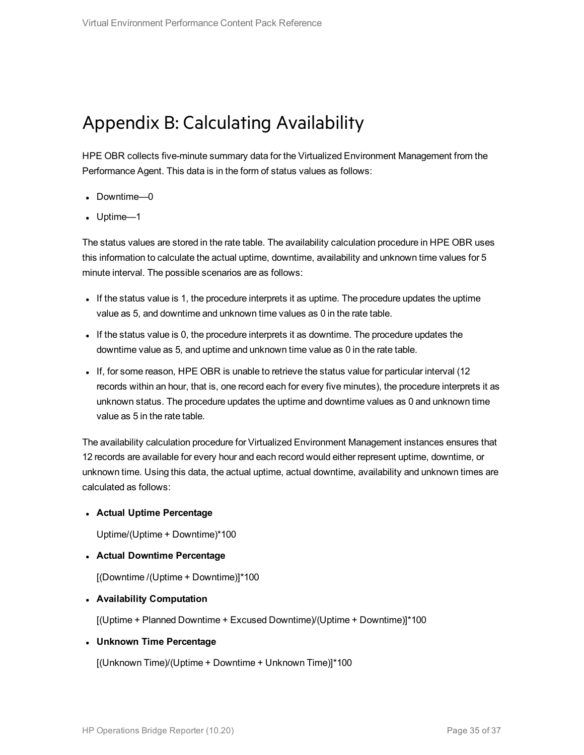# Appendix B: Calculating Availability

HPE OBR collects five-minute summary data for the Virtualized Environment Management from the Performance Agent. This data is in the form of status values as follows:

- Downtime—0
- Uptime—1

The status values are stored in the rate table. The availability calculation procedure in HPE OBR uses this information to calculate the actual uptime, downtime, availability and unknown time values for 5 minute interval. The possible scenarios are as follows:

- If the status value is 1, the procedure interprets it as uptime. The procedure updates the uptime value as 5, and downtime and unknown time values as 0 in the rate table.
- If the status value is 0, the procedure interprets it as downtime. The procedure updates the downtime value as 5, and uptime and unknown time value as 0 in the rate table.
- If, for some reason, HPE OBR is unable to retrieve the status value for particular interval (12 records within an hour, that is, one record each for every five minutes), the procedure interprets it as unknown status. The procedure updates the uptime and downtime values as 0 and unknown time value as 5 in the rate table.

The availability calculation procedure for Virtualized Environment Management instances ensures that 12 records are available for every hour and each record would either represent uptime, downtime, or unknown time. Using this data, the actual uptime, actual downtime, availability and unknown times are calculated as follows:

- **Actual Uptime Percentage**

  Uptime/(Uptime + Downtime)*100

- **Actual Downtime Percentage**

  [(Downtime /(Uptime + Downtime)]*100

- **Availability Computation**

  [(Uptime + Planned Downtime + Excused Downtime)/(Uptime + Downtime)]*100

- **Unknown Time Percentage**

  [(Unknown Time)/(Uptime + Downtime + Unknown Time)]*100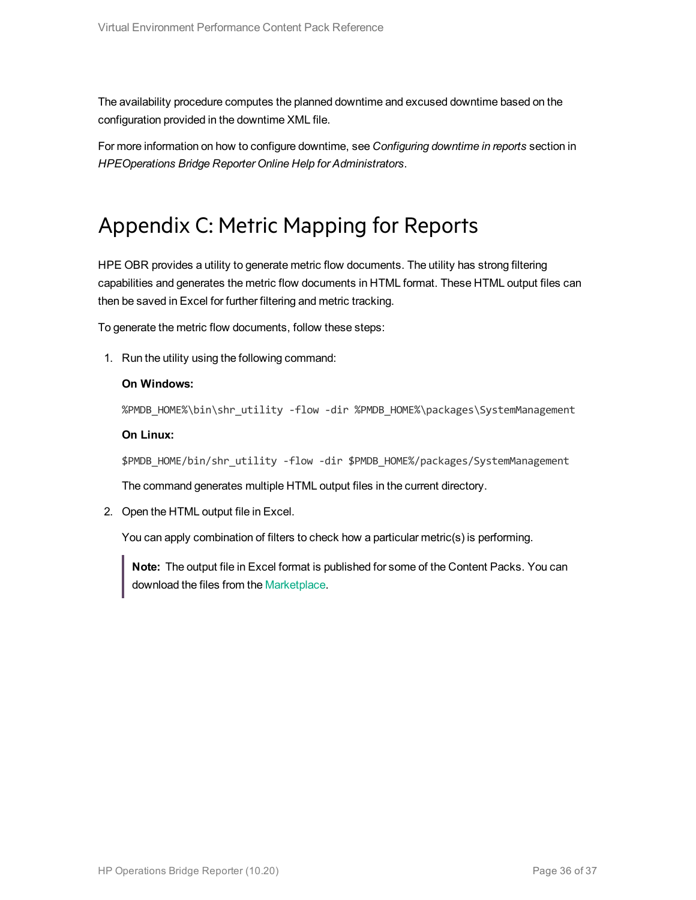The availability procedure computes the planned downtime and excused downtime based on the configuration provided in the downtime XML file.

For more information on how to configure downtime, see *Configuring downtime in reports* section in *HPEOperations Bridge Reporter Online Help for Administrators*.

# Appendix C: Metric Mapping for Reports

HPE OBR provides a utility to generate metric flow documents. The utility has strong filtering capabilities and generates the metric flow documents in HTML format. These HTML output files can then be saved in Excel for further filtering and metric tracking.

To generate the metric flow documents, follow these steps:

1. Run the utility using the following command:

   **On Windows:**

   ```
   %PMDB_HOME%\bin\shr_utility -flow -dir %PMDB_HOME%\packages\SystemManagement
   ```

   **On Linux:**

   ```
   $PMDB_HOME/bin/shr_utility -flow -dir $PMDB_HOME%/packages/SystemManagement
   ```

   The command generates multiple HTML output files in the current directory.

2. Open the HTML output file in Excel.

   You can apply combination of filters to check how a particular metric(s) is performing.

   > **Note:** The output file in Excel format is published for some of the Content Packs. You can download the files from the Marketplace.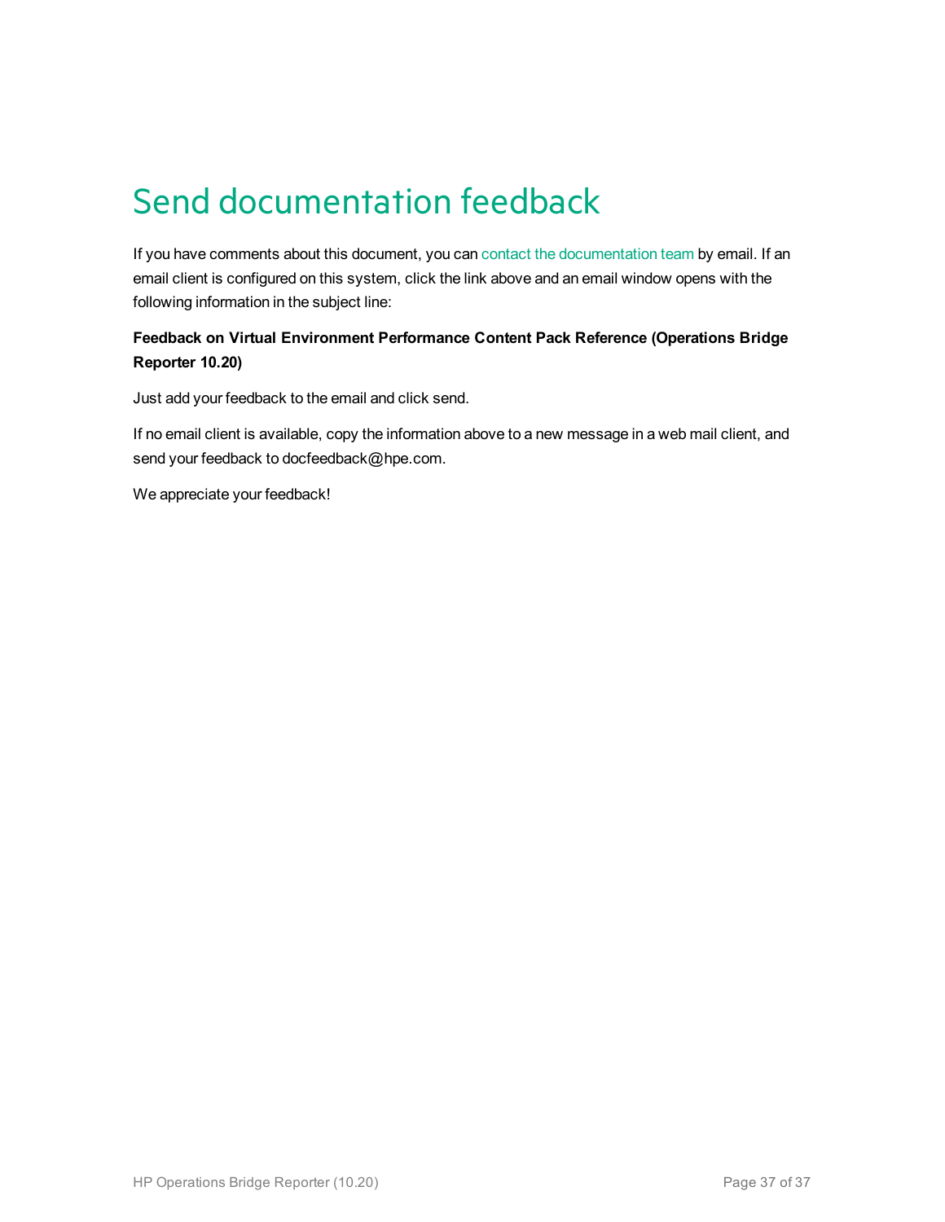# Send documentation feedback

If you have comments about this document, you can contact the documentation team by email. If an email client is configured on this system, click the link above and an email window opens with the following information in the subject line:

**Feedback on Virtual Environment Performance Content Pack Reference (Operations Bridge Reporter 10.20)**

Just add your feedback to the email and click send.

If no email client is available, copy the information above to a new message in a web mail client, and send your feedback to docfeedback@hpe.com.

We appreciate your feedback!